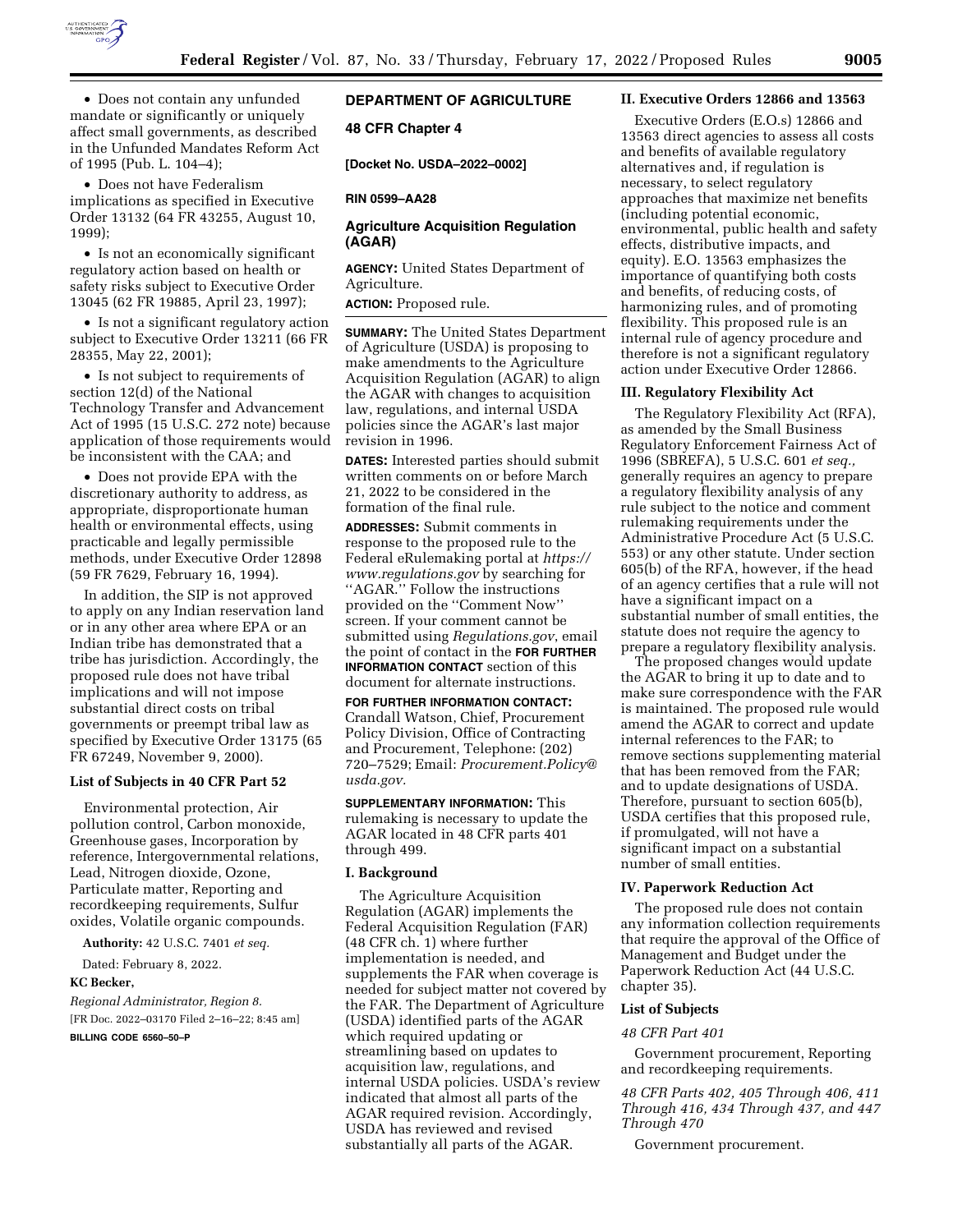- Does not contain any unfunded mandate or significantly or uniquely affect small governments, as described in the Unfunded Mandates Reform Act of 1995 (Pub. L. 104–4);
- Does not have Federalism implications as specified in Executive Order 13132 (64 FR 43255, August 10, 1999);
- Is not an economically significant regulatory action based on health or safety risks subject to Executive Order 13045 (62 FR 19885, April 23, 1997);
- Is not a significant regulatory action subject to Executive Order 13211 (66 FR 28355, May 22, 2001);
- Is not subject to requirements of section 12(d) of the National Technology Transfer and Advancement Act of 1995 (15 U.S.C. 272 note) because application of those requirements would be inconsistent with the CAA; and
- Does not provide EPA with the discretionary authority to address, as appropriate, disproportionate human health or environmental effects, using practicable and legally permissible methods, under Executive Order 12898 (59 FR 7629, February 16, 1994).

In addition, the SIP is not approved to apply on any Indian reservation land or in any other area where EPA or an Indian tribe has demonstrated that a tribe has jurisdiction. Accordingly, the proposed rule does not have tribal implications and will not impose substantial direct costs on tribal governments or preempt tribal law as specified by Executive Order 13175 (65 FR 67249, November 9, 2000).

### List of Subjects in 40 CFR Part 52

Environmental protection, Air pollution control, Carbon monoxide, Greenhouse gases, Incorporation by reference, Intergovernmental relations, Lead, Nitrogen dioxide, Ozone, Particulate matter, Reporting and recordkeeping requirements, Sulfur oxides, Volatile organic compounds.

**Authority:** 42 U.S.C. 7401 *et seq.*

Dated: February 8, 2022.

**KC Becker,**

*Regional Administrator, Region 8.*

[FR Doc. 2022–03170 Filed 2–16–22; 8:45 am]

**BILLING CODE 6560–50–P**

## DEPARTMENT OF AGRICULTURE

### 48 CFR Chapter 4

**[Docket No. USDA–2022–0002]**

**RIN 0599–AA28**

### Agriculture Acquisition Regulation (AGAR)

**AGENCY:** United States Department of Agriculture.

**ACTION:** Proposed rule.

**SUMMARY:** The United States Department of Agriculture (USDA) is proposing to make amendments to the Agriculture Acquisition Regulation (AGAR) to align the AGAR with changes to acquisition law, regulations, and internal USDA policies since the AGAR's last major revision in 1996.

**DATES:** Interested parties should submit written comments on or before March 21, 2022 to be considered in the formation of the final rule.

**ADDRESSES:** Submit comments in response to the proposed rule to the Federal eRulemaking portal at *https://www.regulations.gov* by searching for ''AGAR.'' Follow the instructions provided on the ''Comment Now'' screen. If your comment cannot be submitted using *Regulations.gov*, email the point of contact in the **FOR FURTHER INFORMATION CONTACT** section of this document for alternate instructions.

**FOR FURTHER INFORMATION CONTACT:** Crandall Watson, Chief, Procurement Policy Division, Office of Contracting and Procurement, Telephone: (202) 720–7529; Email: *Procurement.Policy@usda.gov.*

**SUPPLEMENTARY INFORMATION:** This rulemaking is necessary to update the AGAR located in 48 CFR parts 401 through 499.

### I. Background

The Agriculture Acquisition Regulation (AGAR) implements the Federal Acquisition Regulation (FAR) (48 CFR ch. 1) where further implementation is needed, and supplements the FAR when coverage is needed for subject matter not covered by the FAR. The Department of Agriculture (USDA) identified parts of the AGAR which required updating or streamlining based on updates to acquisition law, regulations, and internal USDA policies. USDA's review indicated that almost all parts of the AGAR required revision. Accordingly, USDA has reviewed and revised substantially all parts of the AGAR.

### II. Executive Orders 12866 and 13563

Executive Orders (E.O.s) 12866 and 13563 direct agencies to assess all costs and benefits of available regulatory alternatives and, if regulation is necessary, to select regulatory approaches that maximize net benefits (including potential economic, environmental, public health and safety effects, distributive impacts, and equity). E.O. 13563 emphasizes the importance of quantifying both costs and benefits, of reducing costs, of harmonizing rules, and of promoting flexibility. This proposed rule is an internal rule of agency procedure and therefore is not a significant regulatory action under Executive Order 12866.

### III. Regulatory Flexibility Act

The Regulatory Flexibility Act (RFA), as amended by the Small Business Regulatory Enforcement Fairness Act of 1996 (SBREFA), 5 U.S.C. 601 *et seq.,* generally requires an agency to prepare a regulatory flexibility analysis of any rule subject to the notice and comment rulemaking requirements under the Administrative Procedure Act (5 U.S.C. 553) or any other statute. Under section 605(b) of the RFA, however, if the head of an agency certifies that a rule will not have a significant impact on a substantial number of small entities, the statute does not require the agency to prepare a regulatory flexibility analysis.

The proposed changes would update the AGAR to bring it up to date and to make sure correspondence with the FAR is maintained. The proposed rule would amend the AGAR to correct and update internal references to the FAR; to remove sections supplementing material that has been removed from the FAR; and to update designations of USDA. Therefore, pursuant to section 605(b), USDA certifies that this proposed rule, if promulgated, will not have a significant impact on a substantial number of small entities.

### IV. Paperwork Reduction Act

The proposed rule does not contain any information collection requirements that require the approval of the Office of Management and Budget under the Paperwork Reduction Act (44 U.S.C. chapter 35).

### List of Subjects

*48 CFR Part 401*

Government procurement, Reporting and recordkeeping requirements.

*48 CFR Parts 402, 405 Through 406, 411 Through 416, 434 Through 437, and 447 Through 470*

Government procurement.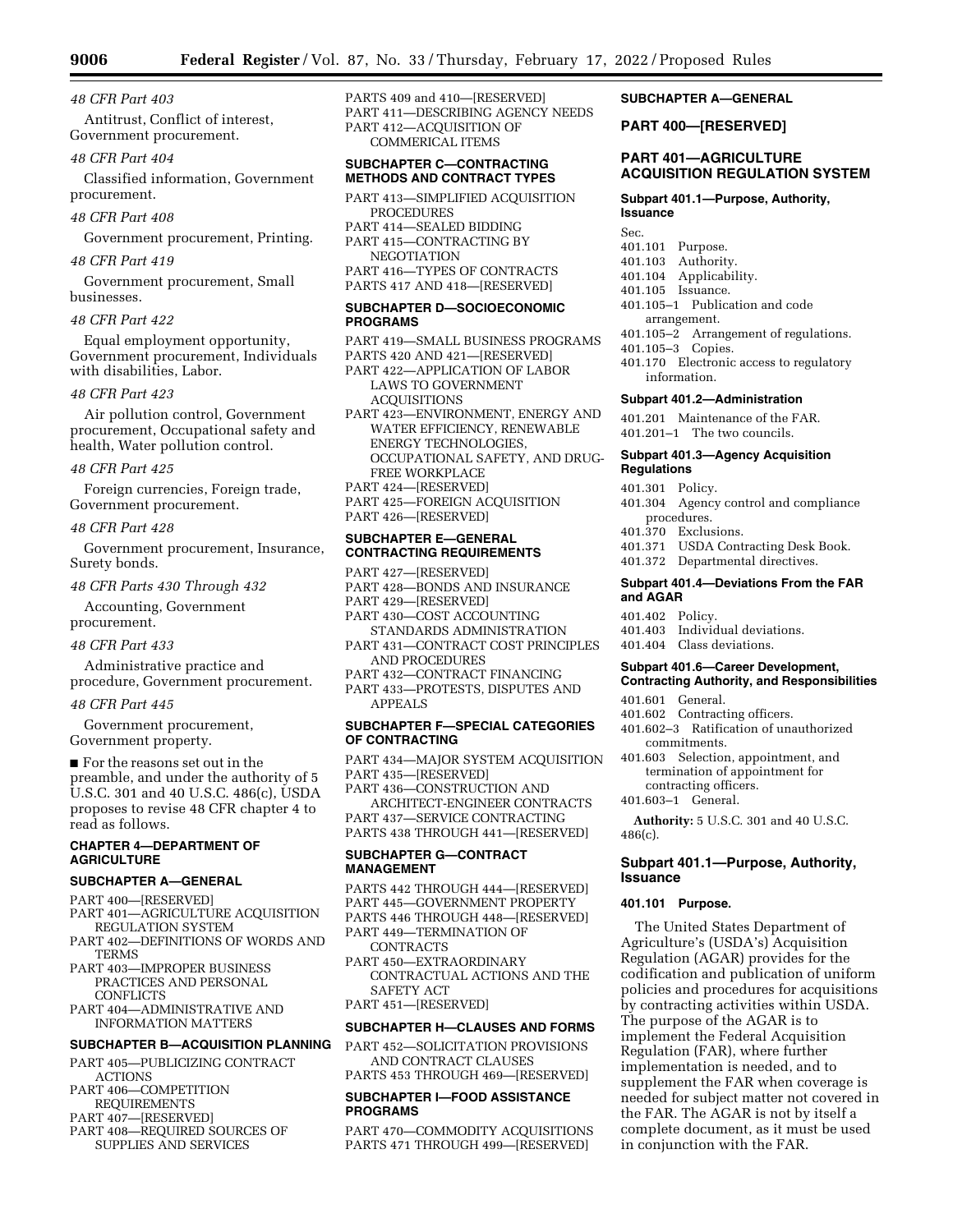*48 CFR Part 403*

Antitrust, Conflict of interest, Government procurement.

*48 CFR Part 404*

Classified information, Government procurement.

*48 CFR Part 408*

Government procurement, Printing.

*48 CFR Part 419*

Government procurement, Small businesses.

*48 CFR Part 422*

Equal employment opportunity, Government procurement, Individuals with disabilities, Labor.

*48 CFR Part 423*

Air pollution control, Government procurement, Occupational safety and health, Water pollution control.

*48 CFR Part 425*

Foreign currencies, Foreign trade, Government procurement.

*48 CFR Part 428*

Government procurement, Insurance, Surety bonds.

*48 CFR Parts 430 Through 432*

Accounting, Government procurement.

*48 CFR Part 433*

Administrative practice and procedure, Government procurement.

*48 CFR Part 445*

Government procurement, Government property.

■ For the reasons set out in the preamble, and under the authority of 5 U.S.C. 301 and 40 U.S.C. 486(c), USDA proposes to revise 48 CFR chapter 4 to read as follows.

## CHAPTER 4—DEPARTMENT OF AGRICULTURE

### SUBCHAPTER A—GENERAL

PART 400—[RESERVED]
PART 401—AGRICULTURE ACQUISITION REGULATION SYSTEM
PART 402—DEFINITIONS OF WORDS AND TERMS
PART 403—IMPROPER BUSINESS PRACTICES AND PERSONAL CONFLICTS
PART 404—ADMINISTRATIVE AND INFORMATION MATTERS

### SUBCHAPTER B—ACQUISITION PLANNING

PART 405—PUBLICIZING CONTRACT ACTIONS
PART 406—COMPETITION REQUIREMENTS
PART 407—[RESERVED]
PART 408—REQUIRED SOURCES OF SUPPLIES AND SERVICES
PARTS 409 and 410—[RESERVED]
PART 411—DESCRIBING AGENCY NEEDS
PART 412—ACQUISITION OF COMMERICAL ITEMS

### SUBCHAPTER C—CONTRACTING METHODS AND CONTRACT TYPES

PART 413—SIMPLIFIED ACQUISITION PROCEDURES
PART 414—SEALED BIDDING
PART 415—CONTRACTING BY NEGOTIATION
PART 416—TYPES OF CONTRACTS
PARTS 417 AND 418—[RESERVED]

### SUBCHAPTER D—SOCIOECONOMIC PROGRAMS

PART 419—SMALL BUSINESS PROGRAMS
PARTS 420 AND 421—[RESERVED]
PART 422—APPLICATION OF LABOR LAWS TO GOVERNMENT ACQUISITIONS
PART 423—ENVIRONMENT, ENERGY AND WATER EFFICIENCY, RENEWABLE ENERGY TECHNOLOGIES, OCCUPATIONAL SAFETY, AND DRUG-FREE WORKPLACE
PART 424—[RESERVED]
PART 425—FOREIGN ACQUISITION
PART 426—[RESERVED]

### SUBCHAPTER E—GENERAL CONTRACTING REQUIREMENTS

PART 427—[RESERVED]
PART 428—BONDS AND INSURANCE
PART 429—[RESERVED]
PART 430—COST ACCOUNTING STANDARDS ADMINISTRATION
PART 431—CONTRACT COST PRINCIPLES AND PROCEDURES
PART 432—CONTRACT FINANCING
PART 433—PROTESTS, DISPUTES AND APPEALS

### SUBCHAPTER F—SPECIAL CATEGORIES OF CONTRACTING

PART 434—MAJOR SYSTEM ACQUISITION
PART 435—[RESERVED]
PART 436—CONSTRUCTION AND ARCHITECT-ENGINEER CONTRACTS
PART 437—SERVICE CONTRACTING
PARTS 438 THROUGH 441—[RESERVED]

### SUBCHAPTER G—CONTRACT MANAGEMENT

PARTS 442 THROUGH 444—[RESERVED]
PART 445—GOVERNMENT PROPERTY
PARTS 446 THROUGH 448—[RESERVED]
PART 449—TERMINATION OF CONTRACTS
PART 450—EXTRAORDINARY CONTRACTUAL ACTIONS AND THE SAFETY ACT
PART 451—[RESERVED]

### SUBCHAPTER H—CLAUSES AND FORMS

PART 452—SOLICITATION PROVISIONS AND CONTRACT CLAUSES
PARTS 453 THROUGH 469—[RESERVED]

### SUBCHAPTER I—FOOD ASSISTANCE PROGRAMS

PART 470—COMMODITY ACQUISITIONS
PARTS 471 THROUGH 499—[RESERVED]

### SUBCHAPTER A—GENERAL

## PART 400—[RESERVED]

## PART 401—AGRICULTURE ACQUISITION REGULATION SYSTEM

**Subpart 401.1—Purpose, Authority, Issuance**

Sec.
401.101 Purpose.
401.103 Authority.
401.104 Applicability.
401.105 Issuance.
401.105–1 Publication and code arrangement.
401.105–2 Arrangement of regulations.
401.105–3 Copies.
401.170 Electronic access to regulatory information.

**Subpart 401.2—Administration**

401.201 Maintenance of the FAR.
401.201–1 The two councils.

**Subpart 401.3—Agency Acquisition Regulations**

401.301 Policy.
401.304 Agency control and compliance procedures.
401.370 Exclusions.
401.371 USDA Contracting Desk Book.
401.372 Departmental directives.

**Subpart 401.4—Deviations From the FAR and AGAR**

401.402 Policy.
401.403 Individual deviations.
401.404 Class deviations.

**Subpart 401.6—Career Development, Contracting Authority, and Responsibilities**

401.601 General.
401.602 Contracting officers.
401.602–3 Ratification of unauthorized commitments.
401.603 Selection, appointment, and termination of appointment for contracting officers.
401.603–1 General.

**Authority:** 5 U.S.C. 301 and 40 U.S.C. 486(c).

### Subpart 401.1—Purpose, Authority, Issuance

#### 401.101 Purpose.

The United States Department of Agriculture's (USDA's) Acquisition Regulation (AGAR) provides for the codification and publication of uniform policies and procedures for acquisitions by contracting activities within USDA. The purpose of the AGAR is to implement the Federal Acquisition Regulation (FAR), where further implementation is needed, and to supplement the FAR when coverage is needed for subject matter not covered in the FAR. The AGAR is not by itself a complete document, as it must be used in conjunction with the FAR.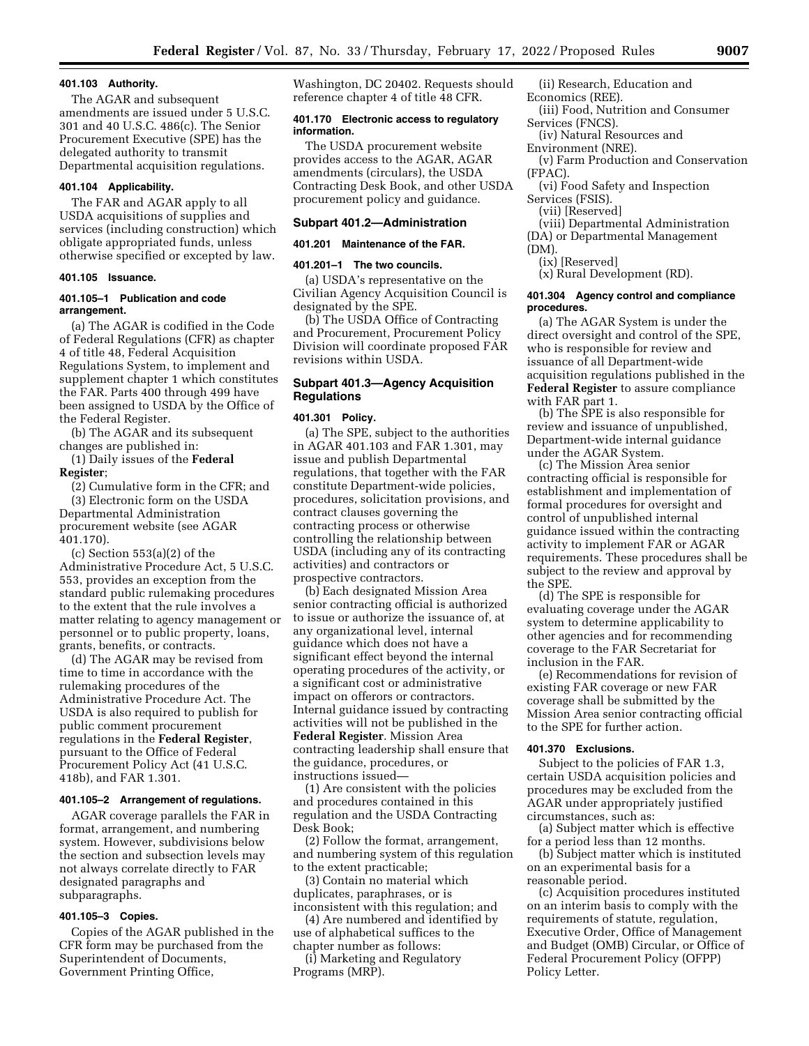**401.103 Authority.**

The AGAR and subsequent amendments are issued under 5 U.S.C. 301 and 40 U.S.C. 486(c). The Senior Procurement Executive (SPE) has the delegated authority to transmit Departmental acquisition regulations.

**401.104 Applicability.**

The FAR and AGAR apply to all USDA acquisitions of supplies and services (including construction) which obligate appropriated funds, unless otherwise specified or excepted by law.

**401.105 Issuance.**

**401.105–1 Publication and code arrangement.**

(a) The AGAR is codified in the Code of Federal Regulations (CFR) as chapter 4 of title 48, Federal Acquisition Regulations System, to implement and supplement chapter 1 which constitutes the FAR. Parts 400 through 499 have been assigned to USDA by the Office of the Federal Register.

(b) The AGAR and its subsequent changes are published in:

(1) Daily issues of the **Federal Register**;

(2) Cumulative form in the CFR; and

(3) Electronic form on the USDA Departmental Administration procurement website (see AGAR 401.170).

(c) Section 553(a)(2) of the Administrative Procedure Act, 5 U.S.C. 553, provides an exception from the standard public rulemaking procedures to the extent that the rule involves a matter relating to agency management or personnel or to public property, loans, grants, benefits, or contracts.

(d) The AGAR may be revised from time to time in accordance with the rulemaking procedures of the Administrative Procedure Act. The USDA is also required to publish for public comment procurement regulations in the **Federal Register**, pursuant to the Office of Federal Procurement Policy Act (41 U.S.C. 418b), and FAR 1.301.

**401.105–2 Arrangement of regulations.**

AGAR coverage parallels the FAR in format, arrangement, and numbering system. However, subdivisions below the section and subsection levels may not always correlate directly to FAR designated paragraphs and subparagraphs.

**401.105–3 Copies.**

Copies of the AGAR published in the CFR form may be purchased from the Superintendent of Documents, Government Printing Office, Washington, DC 20402. Requests should reference chapter 4 of title 48 CFR.

**401.170 Electronic access to regulatory information.**

The USDA procurement website provides access to the AGAR, AGAR amendments (circulars), the USDA Contracting Desk Book, and other USDA procurement policy and guidance.

## Subpart 401.2—Administration

**401.201 Maintenance of the FAR.**

**401.201–1 The two councils.**

(a) USDA's representative on the Civilian Agency Acquisition Council is designated by the SPE.

(b) The USDA Office of Contracting and Procurement, Procurement Policy Division will coordinate proposed FAR revisions within USDA.

## Subpart 401.3—Agency Acquisition Regulations

**401.301 Policy.**

(a) The SPE, subject to the authorities in AGAR 401.103 and FAR 1.301, may issue and publish Departmental regulations, that together with the FAR constitute Department-wide policies, procedures, solicitation provisions, and contract clauses governing the contracting process or otherwise controlling the relationship between USDA (including any of its contracting activities) and contractors or prospective contractors.

(b) Each designated Mission Area senior contracting official is authorized to issue or authorize the issuance of, at any organizational level, internal guidance which does not have a significant effect beyond the internal operating procedures of the activity, or a significant cost or administrative impact on offerors or contractors. Internal guidance issued by contracting activities will not be published in the **Federal Register**. Mission Area contracting leadership shall ensure that the guidance, procedures, or instructions issued—

(1) Are consistent with the policies and procedures contained in this regulation and the USDA Contracting Desk Book;

(2) Follow the format, arrangement, and numbering system of this regulation to the extent practicable;

(3) Contain no material which duplicates, paraphrases, or is inconsistent with this regulation; and

(4) Are numbered and identified by use of alphabetical suffices to the chapter number as follows:

(i) Marketing and Regulatory Programs (MRP).

(ii) Research, Education and Economics (REE).

(iii) Food, Nutrition and Consumer Services (FNCS).

(iv) Natural Resources and Environment (NRE).

(v) Farm Production and Conservation (FPAC).

(vi) Food Safety and Inspection Services (FSIS).

(vii) [Reserved]

(viii) Departmental Administration (DA) or Departmental Management (DM).

(ix) [Reserved]

(x) Rural Development (RD).

**401.304 Agency control and compliance procedures.**

(a) The AGAR System is under the direct oversight and control of the SPE, who is responsible for review and issuance of all Department-wide acquisition regulations published in the **Federal Register** to assure compliance with FAR part 1.

(b) The SPE is also responsible for review and issuance of unpublished, Department-wide internal guidance under the AGAR System.

(c) The Mission Area senior contracting official is responsible for establishment and implementation of formal procedures for oversight and control of unpublished internal guidance issued within the contracting activity to implement FAR or AGAR requirements. These procedures shall be subject to the review and approval by the SPE.

(d) The SPE is responsible for evaluating coverage under the AGAR system to determine applicability to other agencies and for recommending coverage to the FAR Secretariat for inclusion in the FAR.

(e) Recommendations for revision of existing FAR coverage or new FAR coverage shall be submitted by the Mission Area senior contracting official to the SPE for further action.

**401.370 Exclusions.**

Subject to the policies of FAR 1.3, certain USDA acquisition policies and procedures may be excluded from the AGAR under appropriately justified circumstances, such as:

(a) Subject matter which is effective for a period less than 12 months.

(b) Subject matter which is instituted on an experimental basis for a reasonable period.

(c) Acquisition procedures instituted on an interim basis to comply with the requirements of statute, regulation, Executive Order, Office of Management and Budget (OMB) Circular, or Office of Federal Procurement Policy (OFPP) Policy Letter.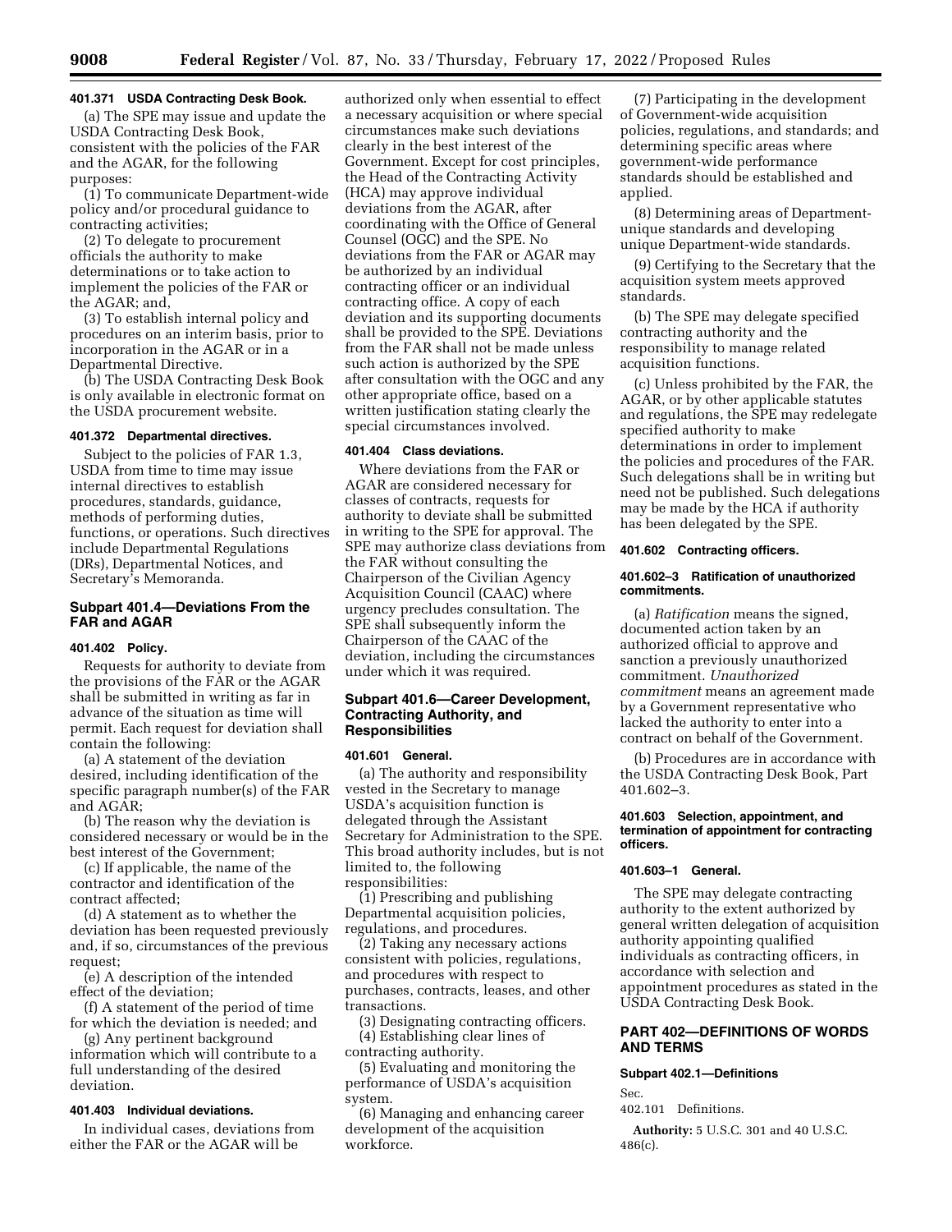#### 401.371 USDA Contracting Desk Book.

(a) The SPE may issue and update the USDA Contracting Desk Book, consistent with the policies of the FAR and the AGAR, for the following purposes:

(1) To communicate Department-wide policy and/or procedural guidance to contracting activities;

(2) To delegate to procurement officials the authority to make determinations or to take action to implement the policies of the FAR or the AGAR; and,

(3) To establish internal policy and procedures on an interim basis, prior to incorporation in the AGAR or in a Departmental Directive.

(b) The USDA Contracting Desk Book is only available in electronic format on the USDA procurement website.

#### 401.372 Departmental directives.

Subject to the policies of FAR 1.3, USDA from time to time may issue internal directives to establish procedures, standards, guidance, methods of performing duties, functions, or operations. Such directives include Departmental Regulations (DRs), Departmental Notices, and Secretary's Memoranda.

### Subpart 401.4—Deviations From the FAR and AGAR

#### 401.402 Policy.

Requests for authority to deviate from the provisions of the FAR or the AGAR shall be submitted in writing as far in advance of the situation as time will permit. Each request for deviation shall contain the following:

(a) A statement of the deviation desired, including identification of the specific paragraph number(s) of the FAR and AGAR;

(b) The reason why the deviation is considered necessary or would be in the best interest of the Government;

(c) If applicable, the name of the contractor and identification of the contract affected;

(d) A statement as to whether the deviation has been requested previously and, if so, circumstances of the previous request;

(e) A description of the intended effect of the deviation;

(f) A statement of the period of time for which the deviation is needed; and

(g) Any pertinent background information which will contribute to a full understanding of the desired deviation.

#### 401.403 Individual deviations.

In individual cases, deviations from either the FAR or the AGAR will be authorized only when essential to effect a necessary acquisition or where special circumstances make such deviations clearly in the best interest of the Government. Except for cost principles, the Head of the Contracting Activity (HCA) may approve individual deviations from the AGAR, after coordinating with the Office of General Counsel (OGC) and the SPE. No deviations from the FAR or AGAR may be authorized by an individual contracting officer or an individual contracting office. A copy of each deviation and its supporting documents shall be provided to the SPE. Deviations from the FAR shall not be made unless such action is authorized by the SPE after consultation with the OGC and any other appropriate office, based on a written justification stating clearly the special circumstances involved.

#### 401.404 Class deviations.

Where deviations from the FAR or AGAR are considered necessary for classes of contracts, requests for authority to deviate shall be submitted in writing to the SPE for approval. The SPE may authorize class deviations from the FAR without consulting the Chairperson of the Civilian Agency Acquisition Council (CAAC) where urgency precludes consultation. The SPE shall subsequently inform the Chairperson of the CAAC of the deviation, including the circumstances under which it was required.

### Subpart 401.6—Career Development, Contracting Authority, and Responsibilities

#### 401.601 General.

(a) The authority and responsibility vested in the Secretary to manage USDA's acquisition function is delegated through the Assistant Secretary for Administration to the SPE. This broad authority includes, but is not limited to, the following responsibilities:

(1) Prescribing and publishing Departmental acquisition policies, regulations, and procedures.

(2) Taking any necessary actions consistent with policies, regulations, and procedures with respect to purchases, contracts, leases, and other transactions.

(3) Designating contracting officers.

(4) Establishing clear lines of contracting authority.

(5) Evaluating and monitoring the performance of USDA's acquisition system.

(6) Managing and enhancing career development of the acquisition workforce.

(7) Participating in the development of Government-wide acquisition policies, regulations, and standards; and determining specific areas where government-wide performance standards should be established and applied.

(8) Determining areas of Department-unique standards and developing unique Department-wide standards.

(9) Certifying to the Secretary that the acquisition system meets approved standards.

(b) The SPE may delegate specified contracting authority and the responsibility to manage related acquisition functions.

(c) Unless prohibited by the FAR, the AGAR, or by other applicable statutes and regulations, the SPE may redelegate specified authority to make determinations in order to implement the policies and procedures of the FAR. Such delegations shall be in writing but need not be published. Such delegations may be made by the HCA if authority has been delegated by the SPE.

#### 401.602 Contracting officers.

#### 401.602–3 Ratification of unauthorized commitments.

(a) *Ratification* means the signed, documented action taken by an authorized official to approve and sanction a previously unauthorized commitment. *Unauthorized commitment* means an agreement made by a Government representative who lacked the authority to enter into a contract on behalf of the Government.

(b) Procedures are in accordance with the USDA Contracting Desk Book, Part 401.602–3.

#### 401.603 Selection, appointment, and termination of appointment for contracting officers.

#### 401.603–1 General.

The SPE may delegate contracting authority to the extent authorized by general written delegation of acquisition authority appointing qualified individuals as contracting officers, in accordance with selection and appointment procedures as stated in the USDA Contracting Desk Book.

## PART 402—DEFINITIONS OF WORDS AND TERMS

### Subpart 402.1—Definitions

Sec.

402.101 Definitions.

**Authority:** 5 U.S.C. 301 and 40 U.S.C. 486(c).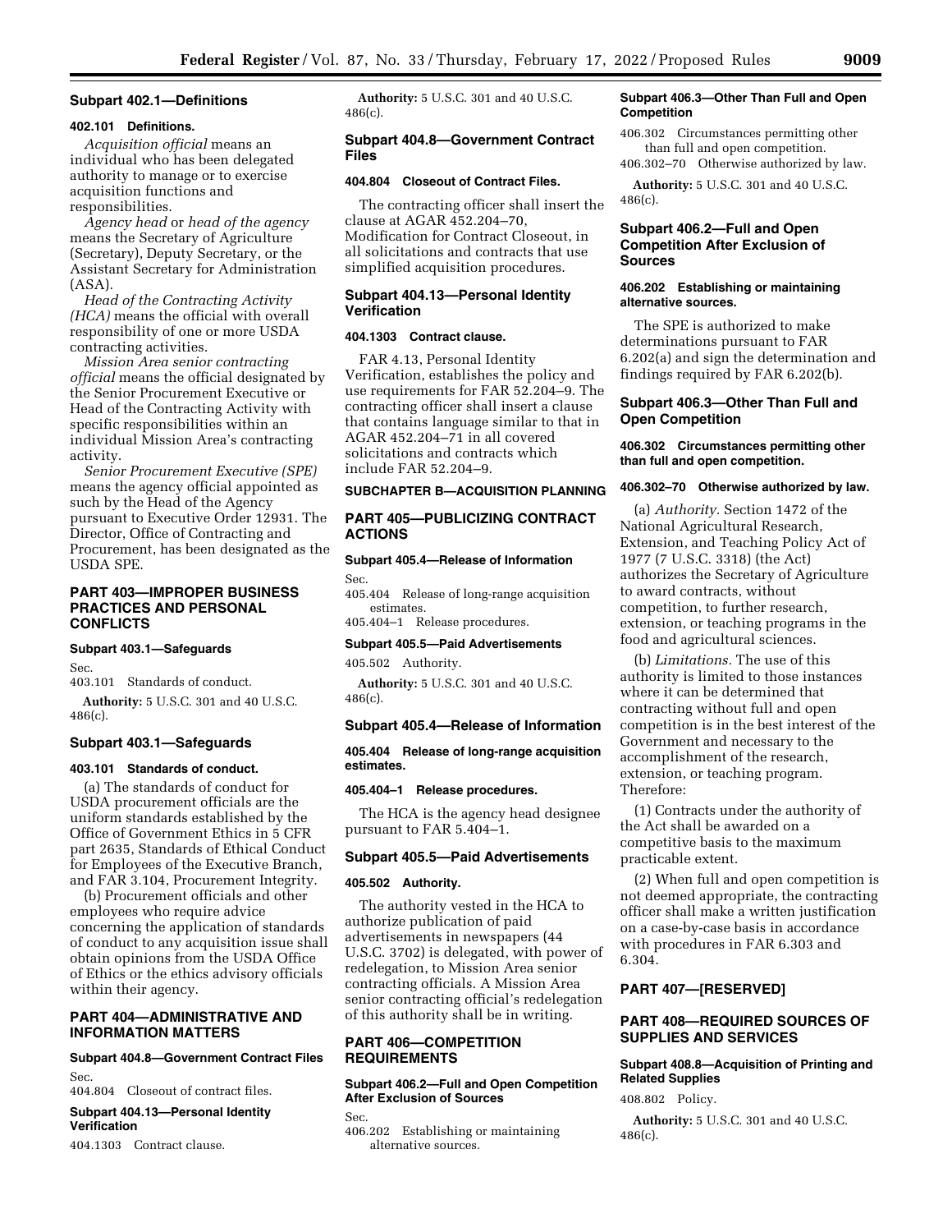## Subpart 402.1—Definitions

### 402.101 Definitions.

*Acquisition official* means an individual who has been delegated authority to manage or to exercise acquisition functions and responsibilities.

*Agency head* or *head of the agency* means the Secretary of Agriculture (Secretary), Deputy Secretary, or the Assistant Secretary for Administration (ASA).

*Head of the Contracting Activity (HCA)* means the official with overall responsibility of one or more USDA contracting activities.

*Mission Area senior contracting official* means the official designated by the Senior Procurement Executive or Head of the Contracting Activity with specific responsibilities within an individual Mission Area's contracting activity.

*Senior Procurement Executive (SPE)* means the agency official appointed as such by the Head of the Agency pursuant to Executive Order 12931. The Director, Office of Contracting and Procurement, has been designated as the USDA SPE.

## PART 403—IMPROPER BUSINESS PRACTICES AND PERSONAL CONFLICTS

### Subpart 403.1—Safeguards

Sec.

403.101 Standards of conduct.

**Authority:** 5 U.S.C. 301 and 40 U.S.C. 486(c).

## Subpart 403.1—Safeguards

### 403.101 Standards of conduct.

(a) The standards of conduct for USDA procurement officials are the uniform standards established by the Office of Government Ethics in 5 CFR part 2635, Standards of Ethical Conduct for Employees of the Executive Branch, and FAR 3.104, Procurement Integrity.

(b) Procurement officials and other employees who require advice concerning the application of standards of conduct to any acquisition issue shall obtain opinions from the USDA Office of Ethics or the ethics advisory officials within their agency.

## PART 404—ADMINISTRATIVE AND INFORMATION MATTERS

### Subpart 404.8—Government Contract Files

Sec.

404.804 Closeout of contract files.

### Subpart 404.13—Personal Identity Verification

404.1303 Contract clause.

**Authority:** 5 U.S.C. 301 and 40 U.S.C. 486(c).

## Subpart 404.8—Government Contract Files

### 404.804 Closeout of Contract Files.

The contracting officer shall insert the clause at AGAR 452.204–70, Modification for Contract Closeout, in all solicitations and contracts that use simplified acquisition procedures.

## Subpart 404.13—Personal Identity Verification

### 404.1303 Contract clause.

FAR 4.13, Personal Identity Verification, establishes the policy and use requirements for FAR 52.204–9. The contracting officer shall insert a clause that contains language similar to that in AGAR 452.204–71 in all covered solicitations and contracts which include FAR 52.204–9.

## SUBCHAPTER B—ACQUISITION PLANNING

## PART 405—PUBLICIZING CONTRACT ACTIONS

### Subpart 405.4—Release of Information

Sec.

405.404 Release of long-range acquisition estimates.

405.404–1 Release procedures.

### Subpart 405.5—Paid Advertisements

405.502 Authority.

**Authority:** 5 U.S.C. 301 and 40 U.S.C. 486(c).

## Subpart 405.4—Release of Information

### 405.404 Release of long-range acquisition estimates.

### 405.404–1 Release procedures.

The HCA is the agency head designee pursuant to FAR 5.404–1.

## Subpart 405.5—Paid Advertisements

### 405.502 Authority.

The authority vested in the HCA to authorize publication of paid advertisements in newspapers (44 U.S.C. 3702) is delegated, with power of redelegation, to Mission Area senior contracting officials. A Mission Area senior contracting official's redelegation of this authority shall be in writing.

## PART 406—COMPETITION REQUIREMENTS

### Subpart 406.2—Full and Open Competition After Exclusion of Sources

Sec.

406.202 Establishing or maintaining alternative sources.

### Subpart 406.3—Other Than Full and Open Competition

406.302 Circumstances permitting other than full and open competition.

406.302–70 Otherwise authorized by law.

**Authority:** 5 U.S.C. 301 and 40 U.S.C. 486(c).

## Subpart 406.2—Full and Open Competition After Exclusion of Sources

### 406.202 Establishing or maintaining alternative sources.

The SPE is authorized to make determinations pursuant to FAR 6.202(a) and sign the determination and findings required by FAR 6.202(b).

## Subpart 406.3—Other Than Full and Open Competition

### 406.302 Circumstances permitting other than full and open competition.

### 406.302–70 Otherwise authorized by law.

(a) *Authority.* Section 1472 of the National Agricultural Research, Extension, and Teaching Policy Act of 1977 (7 U.S.C. 3318) (the Act) authorizes the Secretary of Agriculture to award contracts, without competition, to further research, extension, or teaching programs in the food and agricultural sciences.

(b) *Limitations.* The use of this authority is limited to those instances where it can be determined that contracting without full and open competition is in the best interest of the Government and necessary to the accomplishment of the research, extension, or teaching program. Therefore:

(1) Contracts under the authority of the Act shall be awarded on a competitive basis to the maximum practicable extent.

(2) When full and open competition is not deemed appropriate, the contracting officer shall make a written justification on a case-by-case basis in accordance with procedures in FAR 6.303 and 6.304.

## PART 407—[RESERVED]

## PART 408—REQUIRED SOURCES OF SUPPLIES AND SERVICES

### Subpart 408.8—Acquisition of Printing and Related Supplies

408.802 Policy.

**Authority:** 5 U.S.C. 301 and 40 U.S.C. 486(c).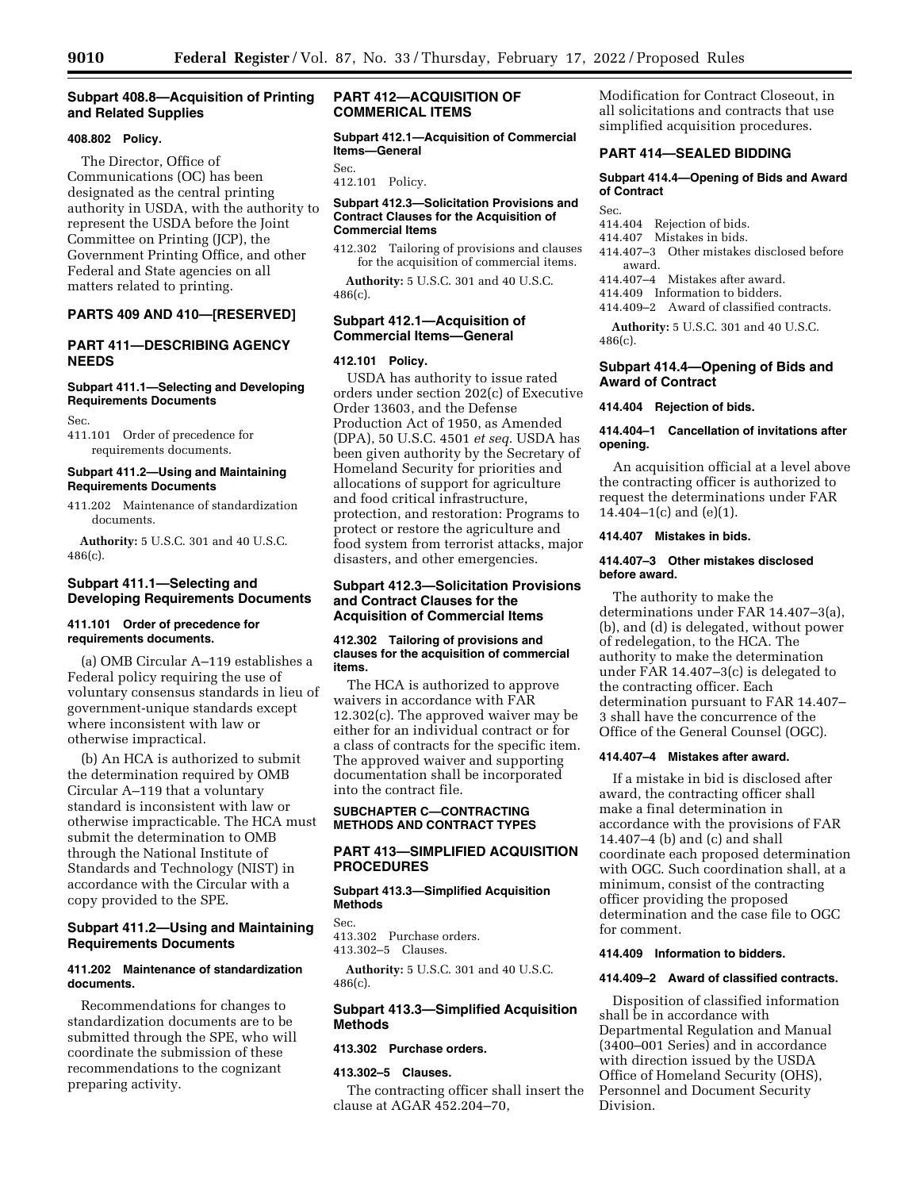## Subpart 408.8—Acquisition of Printing and Related Supplies

### 408.802 Policy.

The Director, Office of Communications (OC) has been designated as the central printing authority in USDA, with the authority to represent the USDA before the Joint Committee on Printing (JCP), the Government Printing Office, and other Federal and State agencies on all matters related to printing.

## PARTS 409 AND 410—[RESERVED]

## PART 411—DESCRIBING AGENCY NEEDS

### Subpart 411.1—Selecting and Developing Requirements Documents

Sec.
411.101 Order of precedence for requirements documents.

### Subpart 411.2—Using and Maintaining Requirements Documents

411.202 Maintenance of standardization documents.

**Authority:** 5 U.S.C. 301 and 40 U.S.C. 486(c).

## Subpart 411.1—Selecting and Developing Requirements Documents

### 411.101 Order of precedence for requirements documents.

(a) OMB Circular A–119 establishes a Federal policy requiring the use of voluntary consensus standards in lieu of government-unique standards except where inconsistent with law or otherwise impractical.

(b) An HCA is authorized to submit the determination required by OMB Circular A–119 that a voluntary standard is inconsistent with law or otherwise impracticable. The HCA must submit the determination to OMB through the National Institute of Standards and Technology (NIST) in accordance with the Circular with a copy provided to the SPE.

## Subpart 411.2—Using and Maintaining Requirements Documents

### 411.202 Maintenance of standardization documents.

Recommendations for changes to standardization documents are to be submitted through the SPE, who will coordinate the submission of these recommendations to the cognizant preparing activity.

## PART 412—ACQUISITION OF COMMERICAL ITEMS

### Subpart 412.1—Acquisition of Commercial Items—General

Sec.
412.101 Policy.

### Subpart 412.3—Solicitation Provisions and Contract Clauses for the Acquisition of Commercial Items

412.302 Tailoring of provisions and clauses for the acquisition of commercial items.

**Authority:** 5 U.S.C. 301 and 40 U.S.C. 486(c).

## Subpart 412.1—Acquisition of Commercial Items—General

### 412.101 Policy.

USDA has authority to issue rated orders under section 202(c) of Executive Order 13603, and the Defense Production Act of 1950, as Amended (DPA), 50 U.S.C. 4501 *et seq.* USDA has been given authority by the Secretary of Homeland Security for priorities and allocations of support for agriculture and food critical infrastructure, protection, and restoration: Programs to protect or restore the agriculture and food system from terrorist attacks, major disasters, and other emergencies.

## Subpart 412.3—Solicitation Provisions and Contract Clauses for the Acquisition of Commercial Items

### 412.302 Tailoring of provisions and clauses for the acquisition of commercial items.

The HCA is authorized to approve waivers in accordance with FAR 12.302(c). The approved waiver may be either for an individual contract or for a class of contracts for the specific item. The approved waiver and supporting documentation shall be incorporated into the contract file.

## SUBCHAPTER C—CONTRACTING METHODS AND CONTRACT TYPES

## PART 413—SIMPLIFIED ACQUISITION PROCEDURES

### Subpart 413.3—Simplified Acquisition Methods

Sec.
413.302 Purchase orders.
413.302–5 Clauses.

**Authority:** 5 U.S.C. 301 and 40 U.S.C. 486(c).

## Subpart 413.3—Simplified Acquisition Methods

### 413.302 Purchase orders.

### 413.302–5 Clauses.

The contracting officer shall insert the clause at AGAR 452.204–70, Modification for Contract Closeout, in all solicitations and contracts that use simplified acquisition procedures.

## PART 414—SEALED BIDDING

### Subpart 414.4—Opening of Bids and Award of Contract

Sec.
414.404 Rejection of bids.
414.407 Mistakes in bids.
414.407–3 Other mistakes disclosed before award.
414.407–4 Mistakes after award.
414.409 Information to bidders.
414.409–2 Award of classified contracts.

**Authority:** 5 U.S.C. 301 and 40 U.S.C. 486(c).

## Subpart 414.4—Opening of Bids and Award of Contract

### 414.404 Rejection of bids.

### 414.404–1 Cancellation of invitations after opening.

An acquisition official at a level above the contracting officer is authorized to request the determinations under FAR 14.404–1(c) and (e)(1).

### 414.407 Mistakes in bids.

### 414.407–3 Other mistakes disclosed before award.

The authority to make the determinations under FAR 14.407–3(a), (b), and (d) is delegated, without power of redelegation, to the HCA. The authority to make the determination under FAR 14.407–3(c) is delegated to the contracting officer. Each determination pursuant to FAR 14.407–3 shall have the concurrence of the Office of the General Counsel (OGC).

### 414.407–4 Mistakes after award.

If a mistake in bid is disclosed after award, the contracting officer shall make a final determination in accordance with the provisions of FAR 14.407–4 (b) and (c) and shall coordinate each proposed determination with OGC. Such coordination shall, at a minimum, consist of the contracting officer providing the proposed determination and the case file to OGC for comment.

### 414.409 Information to bidders.

### 414.409–2 Award of classified contracts.

Disposition of classified information shall be in accordance with Departmental Regulation and Manual (3400–001 Series) and in accordance with direction issued by the USDA Office of Homeland Security (OHS), Personnel and Document Security Division.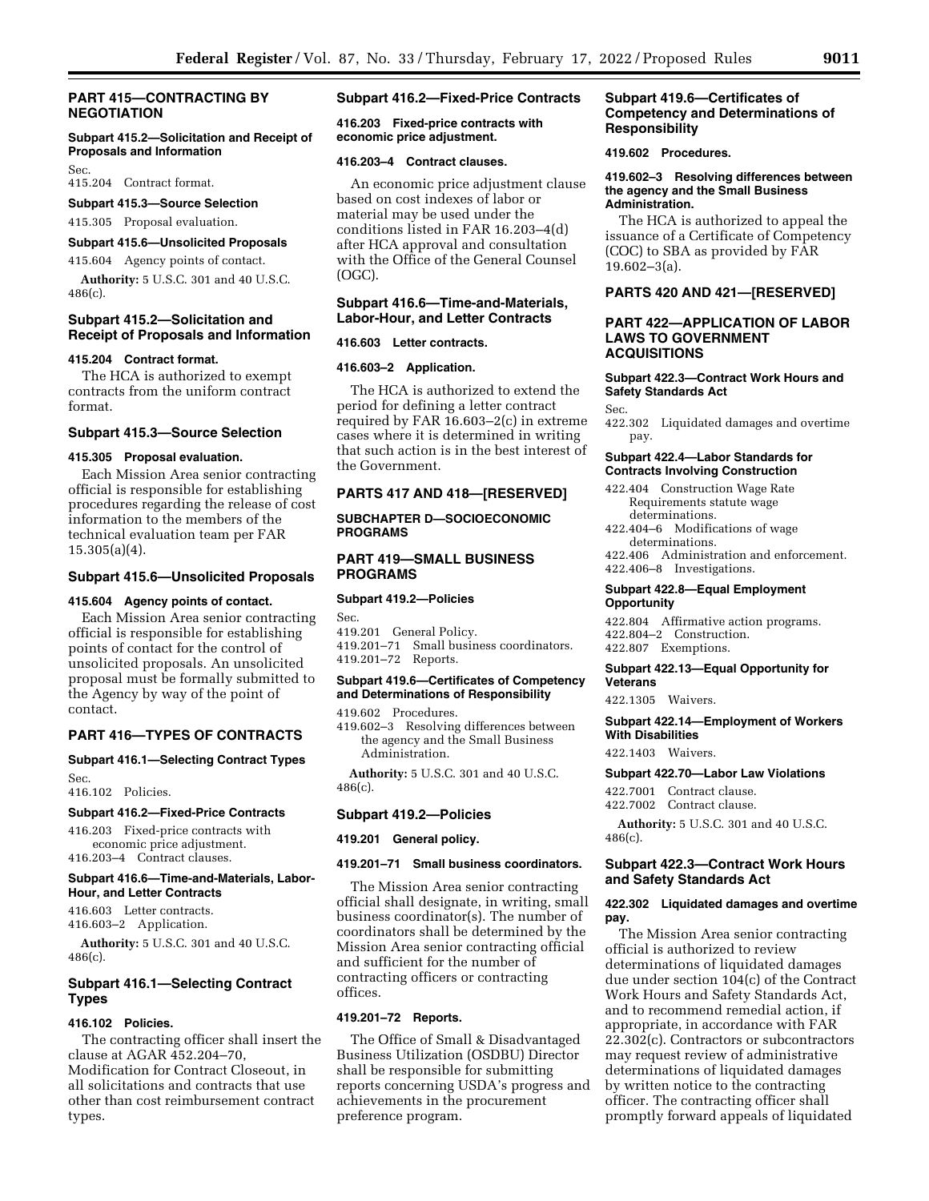## PART 415—CONTRACTING BY NEGOTIATION

**Subpart 415.2—Solicitation and Receipt of Proposals and Information**

Sec.
415.204 Contract format.

**Subpart 415.3—Source Selection**

415.305 Proposal evaluation.

**Subpart 415.6—Unsolicited Proposals**

415.604 Agency points of contact.

**Authority:** 5 U.S.C. 301 and 40 U.S.C. 486(c).

### Subpart 415.2—Solicitation and Receipt of Proposals and Information

#### 415.204 Contract format.

The HCA is authorized to exempt contracts from the uniform contract format.

### Subpart 415.3—Source Selection

#### 415.305 Proposal evaluation.

Each Mission Area senior contracting official is responsible for establishing procedures regarding the release of cost information to the members of the technical evaluation team per FAR 15.305(a)(4).

### Subpart 415.6—Unsolicited Proposals

#### 415.604 Agency points of contact.

Each Mission Area senior contracting official is responsible for establishing points of contact for the control of unsolicited proposals. An unsolicited proposal must be formally submitted to the Agency by way of the point of contact.

## PART 416—TYPES OF CONTRACTS

**Subpart 416.1—Selecting Contract Types**

Sec.
416.102 Policies.

**Subpart 416.2—Fixed-Price Contracts**

416.203 Fixed-price contracts with economic price adjustment.
416.203–4 Contract clauses.

**Subpart 416.6—Time-and-Materials, Labor-Hour, and Letter Contracts**

416.603 Letter contracts.
416.603–2 Application.

**Authority:** 5 U.S.C. 301 and 40 U.S.C. 486(c).

### Subpart 416.1—Selecting Contract Types

#### 416.102 Policies.

The contracting officer shall insert the clause at AGAR 452.204–70, Modification for Contract Closeout, in all solicitations and contracts that use other than cost reimbursement contract types.

### Subpart 416.2—Fixed-Price Contracts

#### 416.203 Fixed-price contracts with economic price adjustment.

#### 416.203–4 Contract clauses.

An economic price adjustment clause based on cost indexes of labor or material may be used under the conditions listed in FAR 16.203–4(d) after HCA approval and consultation with the Office of the General Counsel (OGC).

### Subpart 416.6—Time-and-Materials, Labor-Hour, and Letter Contracts

#### 416.603 Letter contracts.

#### 416.603–2 Application.

The HCA is authorized to extend the period for defining a letter contract required by FAR 16.603–2(c) in extreme cases where it is determined in writing that such action is in the best interest of the Government.

## PARTS 417 AND 418—[RESERVED]

## SUBCHAPTER D—SOCIOECONOMIC PROGRAMS

## PART 419—SMALL BUSINESS PROGRAMS

**Subpart 419.2—Policies**

Sec.
419.201 General Policy.
419.201–71 Small business coordinators.
419.201–72 Reports.

**Subpart 419.6—Certificates of Competency and Determinations of Responsibility**

419.602 Procedures.
419.602–3 Resolving differences between the agency and the Small Business Administration.

**Authority:** 5 U.S.C. 301 and 40 U.S.C. 486(c).

### Subpart 419.2—Policies

#### 419.201 General policy.

#### 419.201–71 Small business coordinators.

The Mission Area senior contracting official shall designate, in writing, small business coordinator(s). The number of coordinators shall be determined by the Mission Area senior contracting official and sufficient for the number of contracting officers or contracting offices.

#### 419.201–72 Reports.

The Office of Small & Disadvantaged Business Utilization (OSDBU) Director shall be responsible for submitting reports concerning USDA's progress and achievements in the procurement preference program.

### Subpart 419.6—Certificates of Competency and Determinations of Responsibility

#### 419.602 Procedures.

#### 419.602–3 Resolving differences between the agency and the Small Business Administration.

The HCA is authorized to appeal the issuance of a Certificate of Competency (COC) to SBA as provided by FAR 19.602–3(a).

## PARTS 420 AND 421—[RESERVED]

## PART 422—APPLICATION OF LABOR LAWS TO GOVERNMENT ACQUISITIONS

**Subpart 422.3—Contract Work Hours and Safety Standards Act**

Sec.
422.302 Liquidated damages and overtime pay.

**Subpart 422.4—Labor Standards for Contracts Involving Construction**

422.404 Construction Wage Rate Requirements statute wage determinations.
422.404–6 Modifications of wage determinations.
422.406 Administration and enforcement.
422.406–8 Investigations.

**Subpart 422.8—Equal Employment Opportunity**

422.804 Affirmative action programs.
422.804–2 Construction.
422.807 Exemptions.

**Subpart 422.13—Equal Opportunity for Veterans**

422.1305 Waivers.

**Subpart 422.14—Employment of Workers With Disabilities**

422.1403 Waivers.

**Subpart 422.70—Labor Law Violations**

422.7001 Contract clause.
422.7002 Contract clause.

**Authority:** 5 U.S.C. 301 and 40 U.S.C. 486(c).

### Subpart 422.3—Contract Work Hours and Safety Standards Act

#### 422.302 Liquidated damages and overtime pay.

The Mission Area senior contracting official is authorized to review determinations of liquidated damages due under section 104(c) of the Contract Work Hours and Safety Standards Act, and to recommend remedial action, if appropriate, in accordance with FAR 22.302(c). Contractors or subcontractors may request review of administrative determinations of liquidated damages by written notice to the contracting officer. The contracting officer shall promptly forward appeals of liquidated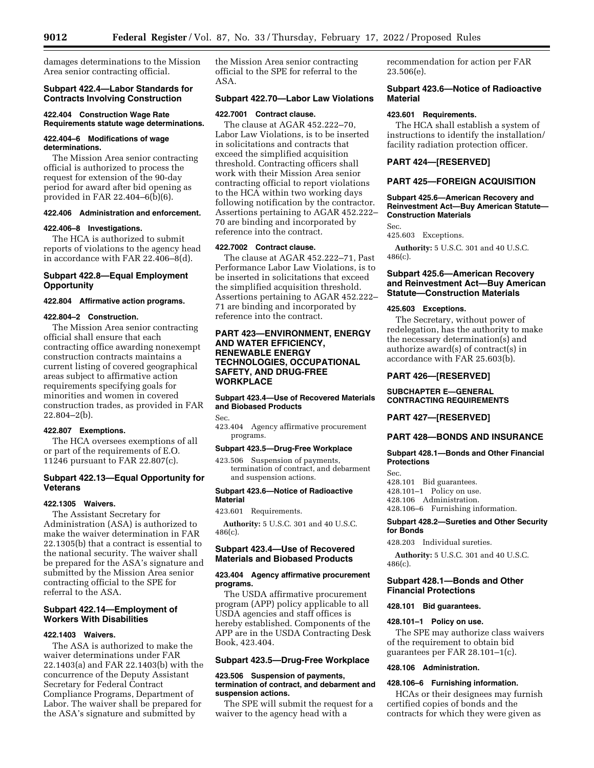damages determinations to the Mission Area senior contracting official.

### Subpart 422.4—Labor Standards for Contracts Involving Construction

#### 422.404 Construction Wage Rate Requirements statute wage determinations.

#### 422.404–6 Modifications of wage determinations.

The Mission Area senior contracting official is authorized to process the request for extension of the 90-day period for award after bid opening as provided in FAR 22.404–6(b)(6).

#### 422.406 Administration and enforcement.

#### 422.406–8 Investigations.

The HCA is authorized to submit reports of violations to the agency head in accordance with FAR 22.406–8(d).

### Subpart 422.8—Equal Employment Opportunity

#### 422.804 Affirmative action programs.

#### 422.804–2 Construction.

The Mission Area senior contracting official shall ensure that each contracting office awarding nonexempt construction contracts maintains a current listing of covered geographical areas subject to affirmative action requirements specifying goals for minorities and women in covered construction trades, as provided in FAR 22.804–2(b).

#### 422.807 Exemptions.

The HCA oversees exemptions of all or part of the requirements of E.O. 11246 pursuant to FAR 22.807(c).

### Subpart 422.13—Equal Opportunity for Veterans

#### 422.1305 Waivers.

The Assistant Secretary for Administration (ASA) is authorized to make the waiver determination in FAR 22.1305(b) that a contract is essential to the national security. The waiver shall be prepared for the ASA's signature and submitted by the Mission Area senior contracting official to the SPE for referral to the ASA.

### Subpart 422.14—Employment of Workers With Disabilities

#### 422.1403 Waivers.

The ASA is authorized to make the waiver determinations under FAR 22.1403(a) and FAR 22.1403(b) with the concurrence of the Deputy Assistant Secretary for Federal Contract Compliance Programs, Department of Labor. The waiver shall be prepared for the ASA's signature and submitted by the Mission Area senior contracting official to the SPE for referral to the ASA.

### Subpart 422.70—Labor Law Violations

#### 422.7001 Contract clause.

The clause at AGAR 452.222–70, Labor Law Violations, is to be inserted in solicitations and contracts that exceed the simplified acquisition threshold. Contracting officers shall work with their Mission Area senior contracting official to report violations to the HCA within two working days following notification by the contractor. Assertions pertaining to AGAR 452.222–70 are binding and incorporated by reference into the contract.

#### 422.7002 Contract clause.

The clause at AGAR 452.222–71, Past Performance Labor Law Violations, is to be inserted in solicitations that exceed the simplified acquisition threshold. Assertions pertaining to AGAR 452.222–71 are binding and incorporated by reference into the contract.

## PART 423—ENVIRONMENT, ENERGY AND WATER EFFICIENCY, RENEWABLE ENERGY TECHNOLOGIES, OCCUPATIONAL SAFETY, AND DRUG-FREE WORKPLACE

**Subpart 423.4—Use of Recovered Materials and Biobased Products**

Sec.
423.404 Agency affirmative procurement programs.

**Subpart 423.5—Drug-Free Workplace**

423.506 Suspension of payments, termination of contract, and debarment and suspension actions.

**Subpart 423.6—Notice of Radioactive Material**

423.601 Requirements.

**Authority:** 5 U.S.C. 301 and 40 U.S.C. 486(c).

### Subpart 423.4—Use of Recovered Materials and Biobased Products

#### 423.404 Agency affirmative procurement programs.

The USDA affirmative procurement program (APP) policy applicable to all USDA agencies and staff offices is hereby established. Components of the APP are in the USDA Contracting Desk Book, 423.404.

### Subpart 423.5—Drug-Free Workplace

#### 423.506 Suspension of payments, termination of contract, and debarment and suspension actions.

The SPE will submit the request for a waiver to the agency head with a recommendation for action per FAR 23.506(e).

### Subpart 423.6—Notice of Radioactive Material

#### 423.601 Requirements.

The HCA shall establish a system of instructions to identify the installation/facility radiation protection officer.

## PART 424—[RESERVED]

## PART 425—FOREIGN ACQUISITION

**Subpart 425.6—American Recovery and Reinvestment Act—Buy American Statute—Construction Materials**

Sec.
425.603 Exceptions.

**Authority:** 5 U.S.C. 301 and 40 U.S.C. 486(c).

### Subpart 425.6—American Recovery and Reinvestment Act—Buy American Statute—Construction Materials

#### 425.603 Exceptions.

The Secretary, without power of redelegation, has the authority to make the necessary determination(s) and authorize award(s) of contract(s) in accordance with FAR 25.603(b).

## PART 426—[RESERVED]

## SUBCHAPTER E—GENERAL CONTRACTING REQUIREMENTS

## PART 427—[RESERVED]

## PART 428—BONDS AND INSURANCE

**Subpart 428.1—Bonds and Other Financial Protections**

Sec.
428.101 Bid guarantees.
428.101–1 Policy on use.
428.106 Administration.
428.106–6 Furnishing information.

**Subpart 428.2—Sureties and Other Security for Bonds**

428.203 Individual sureties.

**Authority:** 5 U.S.C. 301 and 40 U.S.C. 486(c).

### Subpart 428.1—Bonds and Other Financial Protections

#### 428.101 Bid guarantees.

#### 428.101–1 Policy on use.

The SPE may authorize class waivers of the requirement to obtain bid guarantees per FAR 28.101–1(c).

#### 428.106 Administration.

#### 428.106–6 Furnishing information.

HCAs or their designees may furnish certified copies of bonds and the contracts for which they were given as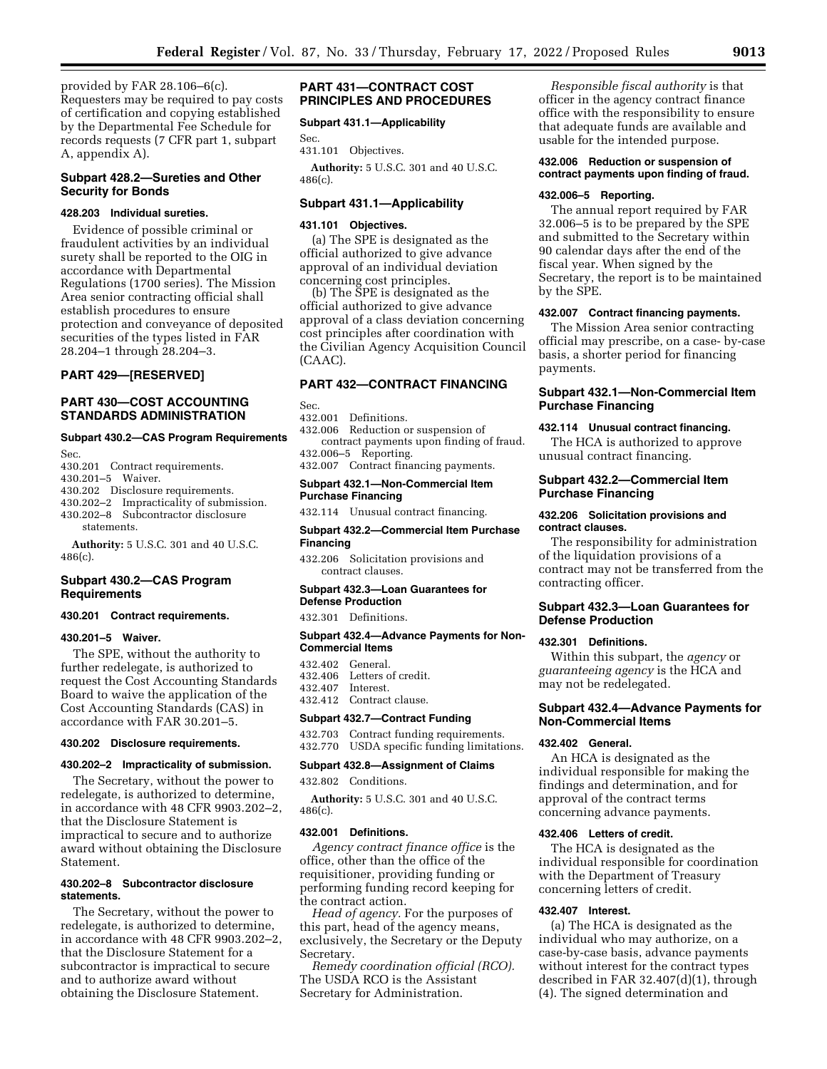provided by FAR 28.106–6(c). Requesters may be required to pay costs of certification and copying established by the Departmental Fee Schedule for records requests (7 CFR part 1, subpart A, appendix A).

### Subpart 428.2—Sureties and Other Security for Bonds

#### 428.203 Individual sureties.

Evidence of possible criminal or fraudulent activities by an individual surety shall be reported to the OIG in accordance with Departmental Regulations (1700 series). The Mission Area senior contracting official shall establish procedures to ensure protection and conveyance of deposited securities of the types listed in FAR 28.204–1 through 28.204–3.

## PART 429—[RESERVED]

## PART 430—COST ACCOUNTING STANDARDS ADMINISTRATION

### Subpart 430.2—CAS Program Requirements

Sec.
430.201 Contract requirements.
430.201–5 Waiver.
430.202 Disclosure requirements.
430.202–2 Impracticality of submission.
430.202–8 Subcontractor disclosure statements.

**Authority:** 5 U.S.C. 301 and 40 U.S.C. 486(c).

### Subpart 430.2—CAS Program Requirements

#### 430.201 Contract requirements.

#### 430.201–5 Waiver.

The SPE, without the authority to further redelegate, is authorized to request the Cost Accounting Standards Board to waive the application of the Cost Accounting Standards (CAS) in accordance with FAR 30.201–5.

#### 430.202 Disclosure requirements.

#### 430.202–2 Impracticality of submission.

The Secretary, without the power to redelegate, is authorized to determine, in accordance with 48 CFR 9903.202–2, that the Disclosure Statement is impractical to secure and to authorize award without obtaining the Disclosure Statement.

#### 430.202–8 Subcontractor disclosure statements.

The Secretary, without the power to redelegate, is authorized to determine, in accordance with 48 CFR 9903.202–2, that the Disclosure Statement for a subcontractor is impractical to secure and to authorize award without obtaining the Disclosure Statement.

## PART 431—CONTRACT COST PRINCIPLES AND PROCEDURES

### Subpart 431.1—Applicability

Sec.
431.101 Objectives.

**Authority:** 5 U.S.C. 301 and 40 U.S.C. 486(c).

### Subpart 431.1—Applicability

#### 431.101 Objectives.

(a) The SPE is designated as the official authorized to give advance approval of an individual deviation concerning cost principles.

(b) The SPE is designated as the official authorized to give advance approval of a class deviation concerning cost principles after coordination with the Civilian Agency Acquisition Council (CAAC).

## PART 432—CONTRACT FINANCING

Sec.
432.001 Definitions.
432.006 Reduction or suspension of contract payments upon finding of fraud.
432.006–5 Reporting.
432.007 Contract financing payments.

### Subpart 432.1—Non-Commercial Item Purchase Financing

432.114 Unusual contract financing.

### Subpart 432.2—Commercial Item Purchase Financing

432.206 Solicitation provisions and contract clauses.

### Subpart 432.3—Loan Guarantees for Defense Production

432.301 Definitions.

### Subpart 432.4—Advance Payments for Non-Commercial Items

432.402 General.
432.406 Letters of credit.
432.407 Interest.
432.412 Contract clause.

### Subpart 432.7—Contract Funding

432.703 Contract funding requirements.
432.770 USDA specific funding limitations.

### Subpart 432.8—Assignment of Claims

432.802 Conditions.

**Authority:** 5 U.S.C. 301 and 40 U.S.C. 486(c).

#### 432.001 Definitions.

*Agency contract finance office* is the office, other than the office of the requisitioner, providing funding or performing funding record keeping for the contract action.

*Head of agency.* For the purposes of this part, head of the agency means, exclusively, the Secretary or the Deputy Secretary.

*Remedy coordination official (RCO).* The USDA RCO is the Assistant Secretary for Administration.

*Responsible fiscal authority* is that officer in the agency contract finance office with the responsibility to ensure that adequate funds are available and usable for the intended purpose.

#### 432.006 Reduction or suspension of contract payments upon finding of fraud.

#### 432.006–5 Reporting.

The annual report required by FAR 32.006–5 is to be prepared by the SPE and submitted to the Secretary within 90 calendar days after the end of the fiscal year. When signed by the Secretary, the report is to be maintained by the SPE.

#### 432.007 Contract financing payments.

The Mission Area senior contracting official may prescribe, on a case- by-case basis, a shorter period for financing payments.

### Subpart 432.1—Non-Commercial Item Purchase Financing

#### 432.114 Unusual contract financing.

The HCA is authorized to approve unusual contract financing.

### Subpart 432.2—Commercial Item Purchase Financing

#### 432.206 Solicitation provisions and contract clauses.

The responsibility for administration of the liquidation provisions of a contract may not be transferred from the contracting officer.

### Subpart 432.3—Loan Guarantees for Defense Production

#### 432.301 Definitions.

Within this subpart, the *agency* or *guaranteeing agency* is the HCA and may not be redelegated.

### Subpart 432.4—Advance Payments for Non-Commercial Items

#### 432.402 General.

An HCA is designated as the individual responsible for making the findings and determination, and for approval of the contract terms concerning advance payments.

#### 432.406 Letters of credit.

The HCA is designated as the individual responsible for coordination with the Department of Treasury concerning letters of credit.

#### 432.407 Interest.

(a) The HCA is designated as the individual who may authorize, on a case-by-case basis, advance payments without interest for the contract types described in FAR 32.407(d)(1), through (4). The signed determination and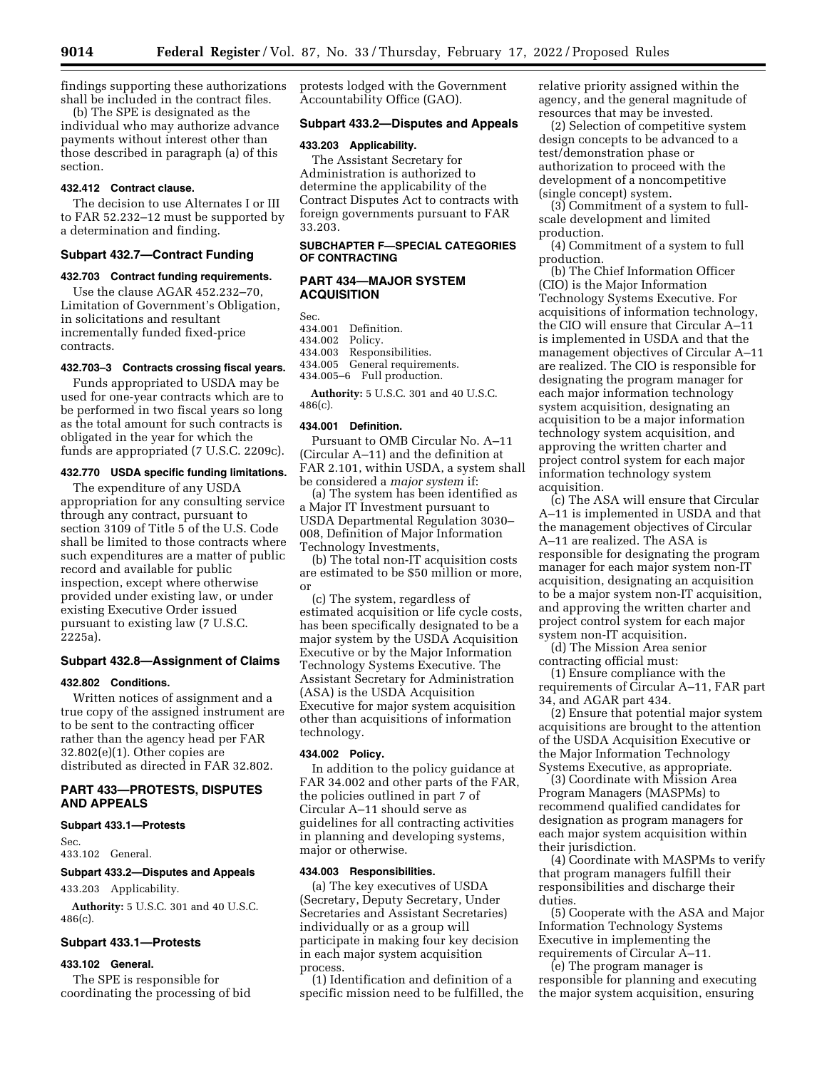findings supporting these authorizations shall be included in the contract files.

(b) The SPE is designated as the individual who may authorize advance payments without interest other than those described in paragraph (a) of this section.

#### 432.412 Contract clause.

The decision to use Alternates I or III to FAR 52.232–12 must be supported by a determination and finding.

### Subpart 432.7—Contract Funding

#### 432.703 Contract funding requirements.

Use the clause AGAR 452.232–70, Limitation of Government's Obligation, in solicitations and resultant incrementally funded fixed-price contracts.

#### 432.703–3 Contracts crossing fiscal years.

Funds appropriated to USDA may be used for one-year contracts which are to be performed in two fiscal years so long as the total amount for such contracts is obligated in the year for which the funds are appropriated (7 U.S.C. 2209c).

#### 432.770 USDA specific funding limitations.

The expenditure of any USDA appropriation for any consulting service through any contract, pursuant to section 3109 of Title 5 of the U.S. Code shall be limited to those contracts where such expenditures are a matter of public record and available for public inspection, except where otherwise provided under existing law, or under existing Executive Order issued pursuant to existing law (7 U.S.C. 2225a).

### Subpart 432.8—Assignment of Claims

#### 432.802 Conditions.

Written notices of assignment and a true copy of the assigned instrument are to be sent to the contracting officer rather than the agency head per FAR 32.802(e)(1). Other copies are distributed as directed in FAR 32.802.

## PART 433—PROTESTS, DISPUTES AND APPEALS

### Subpart 433.1—Protests

Sec.
433.102 General.

### Subpart 433.2—Disputes and Appeals

433.203 Applicability.

**Authority:** 5 U.S.C. 301 and 40 U.S.C. 486(c).

### Subpart 433.1—Protests

#### 433.102 General.

The SPE is responsible for coordinating the processing of bid protests lodged with the Government Accountability Office (GAO).

### Subpart 433.2—Disputes and Appeals

#### 433.203 Applicability.

The Assistant Secretary for Administration is authorized to determine the applicability of the Contract Disputes Act to contracts with foreign governments pursuant to FAR 33.203.

## SUBCHAPTER F—SPECIAL CATEGORIES OF CONTRACTING

## PART 434—MAJOR SYSTEM ACQUISITION

Sec.
434.001 Definition.
434.002 Policy.
434.003 Responsibilities.
434.005 General requirements.
434.005–6 Full production.

**Authority:** 5 U.S.C. 301 and 40 U.S.C. 486(c).

#### 434.001 Definition.

Pursuant to OMB Circular No. A–11 (Circular A–11) and the definition at FAR 2.101, within USDA, a system shall be considered a *major system* if:

(a) The system has been identified as a Major IT Investment pursuant to USDA Departmental Regulation 3030–008, Definition of Major Information Technology Investments,

(b) The total non-IT acquisition costs are estimated to be $50 million or more, or

(c) The system, regardless of estimated acquisition or life cycle costs, has been specifically designated to be a major system by the USDA Acquisition Executive or by the Major Information Technology Systems Executive. The Assistant Secretary for Administration (ASA) is the USDA Acquisition Executive for major system acquisition other than acquisitions of information technology.

#### 434.002 Policy.

In addition to the policy guidance at FAR 34.002 and other parts of the FAR, the policies outlined in part 7 of Circular A–11 should serve as guidelines for all contracting activities in planning and developing systems, major or otherwise.

#### 434.003 Responsibilities.

(a) The key executives of USDA (Secretary, Deputy Secretary, Under Secretaries and Assistant Secretaries) individually or as a group will participate in making four key decision in each major system acquisition process.

(1) Identification and definition of a specific mission need to be fulfilled, the relative priority assigned within the agency, and the general magnitude of resources that may be invested.

(2) Selection of competitive system design concepts to be advanced to a test/demonstration phase or authorization to proceed with the development of a noncompetitive (single concept) system.

(3) Commitment of a system to full-scale development and limited production.

(4) Commitment of a system to full production.

(b) The Chief Information Officer (CIO) is the Major Information Technology Systems Executive. For acquisitions of information technology, the CIO will ensure that Circular A–11 is implemented in USDA and that the management objectives of Circular A–11 are realized. The CIO is responsible for designating the program manager for each major information technology system acquisition, designating an acquisition to be a major information technology system acquisition, and approving the written charter and project control system for each major information technology system acquisition.

(c) The ASA will ensure that Circular A–11 is implemented in USDA and that the management objectives of Circular A–11 are realized. The ASA is responsible for designating the program manager for each major system non-IT acquisition, designating an acquisition to be a major system non-IT acquisition, and approving the written charter and project control system for each major system non-IT acquisition.

(d) The Mission Area senior contracting official must:

(1) Ensure compliance with the requirements of Circular A–11, FAR part 34, and AGAR part 434.

(2) Ensure that potential major system acquisitions are brought to the attention of the USDA Acquisition Executive or the Major Information Technology Systems Executive, as appropriate.

(3) Coordinate with Mission Area Program Managers (MASPMs) to recommend qualified candidates for designation as program managers for each major system acquisition within their jurisdiction.

(4) Coordinate with MASPMs to verify that program managers fulfill their responsibilities and discharge their duties.

(5) Cooperate with the ASA and Major Information Technology Systems Executive in implementing the requirements of Circular A–11.

(e) The program manager is responsible for planning and executing the major system acquisition, ensuring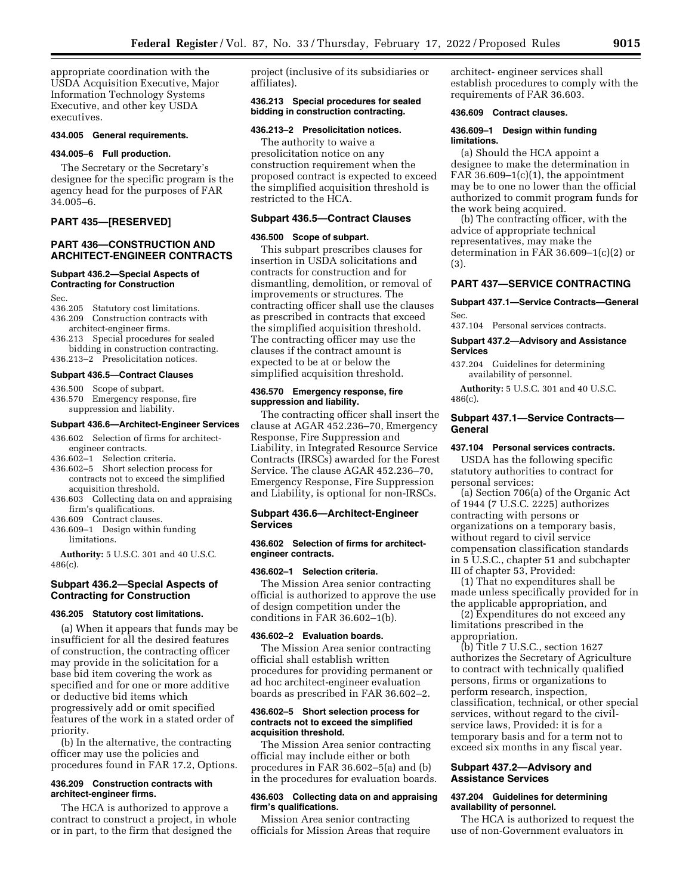appropriate coordination with the USDA Acquisition Executive, Major Information Technology Systems Executive, and other key USDA executives.

### 434.005 General requirements.

### 434.005–6 Full production.

The Secretary or the Secretary's designee for the specific program is the agency head for the purposes of FAR 34.005–6.

## PART 435—[RESERVED]

## PART 436—CONSTRUCTION AND ARCHITECT-ENGINEER CONTRACTS

### Subpart 436.2—Special Aspects of Contracting for Construction

Sec.
436.205 Statutory cost limitations.
436.209 Construction contracts with architect-engineer firms.
436.213 Special procedures for sealed bidding in construction contracting.
436.213–2 Presolicitation notices.

### Subpart 436.5—Contract Clauses

436.500 Scope of subpart.
436.570 Emergency response, fire suppression and liability.

### Subpart 436.6—Architect-Engineer Services

436.602 Selection of firms for architect-engineer contracts.
436.602–1 Selection criteria.
436.602–5 Short selection process for contracts not to exceed the simplified acquisition threshold.
436.603 Collecting data on and appraising firm's qualifications.
436.609 Contract clauses.
436.609–1 Design within funding limitations.

**Authority:** 5 U.S.C. 301 and 40 U.S.C. 486(c).

### Subpart 436.2—Special Aspects of Contracting for Construction

### 436.205 Statutory cost limitations.

(a) When it appears that funds may be insufficient for all the desired features of construction, the contracting officer may provide in the solicitation for a base bid item covering the work as specified and for one or more additive or deductive bid items which progressively add or omit specified features of the work in a stated order of priority.

(b) In the alternative, the contracting officer may use the policies and procedures found in FAR 17.2, Options.

### 436.209 Construction contracts with architect-engineer firms.

The HCA is authorized to approve a contract to construct a project, in whole or in part, to the firm that designed the project (inclusive of its subsidiaries or affiliates).

### 436.213 Special procedures for sealed bidding in construction contracting.

### 436.213–2 Presolicitation notices.

The authority to waive a presolicitation notice on any construction requirement when the proposed contract is expected to exceed the simplified acquisition threshold is restricted to the HCA.

### Subpart 436.5—Contract Clauses

### 436.500 Scope of subpart.

This subpart prescribes clauses for insertion in USDA solicitations and contracts for construction and for dismantling, demolition, or removal of improvements or structures. The contracting officer shall use the clauses as prescribed in contracts that exceed the simplified acquisition threshold. The contracting officer may use the clauses if the contract amount is expected to be at or below the simplified acquisition threshold.

### 436.570 Emergency response, fire suppression and liability.

The contracting officer shall insert the clause at AGAR 452.236–70, Emergency Response, Fire Suppression and Liability, in Integrated Resource Service Contracts (IRSCs) awarded for the Forest Service. The clause AGAR 452.236–70, Emergency Response, Fire Suppression and Liability, is optional for non-IRSCs.

### Subpart 436.6—Architect-Engineer Services

### 436.602 Selection of firms for architect-engineer contracts.

### 436.602–1 Selection criteria.

The Mission Area senior contracting official is authorized to approve the use of design competition under the conditions in FAR 36.602–1(b).

### 436.602–2 Evaluation boards.

The Mission Area senior contracting official shall establish written procedures for providing permanent or ad hoc architect-engineer evaluation boards as prescribed in FAR 36.602–2.

### 436.602–5 Short selection process for contracts not to exceed the simplified acquisition threshold.

The Mission Area senior contracting official may include either or both procedures in FAR 36.602–5(a) and (b) in the procedures for evaluation boards.

### 436.603 Collecting data on and appraising firm's qualifications.

Mission Area senior contracting officials for Mission Areas that require architect- engineer services shall establish procedures to comply with the requirements of FAR 36.603.

### 436.609 Contract clauses.

### 436.609–1 Design within funding limitations.

(a) Should the HCA appoint a designee to make the determination in FAR 36.609–1(c)(1), the appointment may be to one no lower than the official authorized to commit program funds for the work being acquired.

(b) The contracting officer, with the advice of appropriate technical representatives, may make the determination in FAR 36.609–1(c)(2) or (3).

## PART 437—SERVICE CONTRACTING

### Subpart 437.1—Service Contracts—General

Sec.
437.104 Personal services contracts.

### Subpart 437.2—Advisory and Assistance Services

437.204 Guidelines for determining availability of personnel.

**Authority:** 5 U.S.C. 301 and 40 U.S.C. 486(c).

### Subpart 437.1—Service Contracts—General

### 437.104 Personal services contracts.

USDA has the following specific statutory authorities to contract for personal services:

(a) Section 706(a) of the Organic Act of 1944 (7 U.S.C. 2225) authorizes contracting with persons or organizations on a temporary basis, without regard to civil service compensation classification standards in 5 U.S.C., chapter 51 and subchapter III of chapter 53, Provided:

(1) That no expenditures shall be made unless specifically provided for in the applicable appropriation, and

(2) Expenditures do not exceed any limitations prescribed in the appropriation.

(b) Title 7 U.S.C., section 1627 authorizes the Secretary of Agriculture to contract with technically qualified persons, firms or organizations to perform research, inspection, classification, technical, or other special services, without regard to the civil-service laws, Provided: it is for a temporary basis and for a term not to exceed six months in any fiscal year.

### Subpart 437.2—Advisory and Assistance Services

### 437.204 Guidelines for determining availability of personnel.

The HCA is authorized to request the use of non-Government evaluators in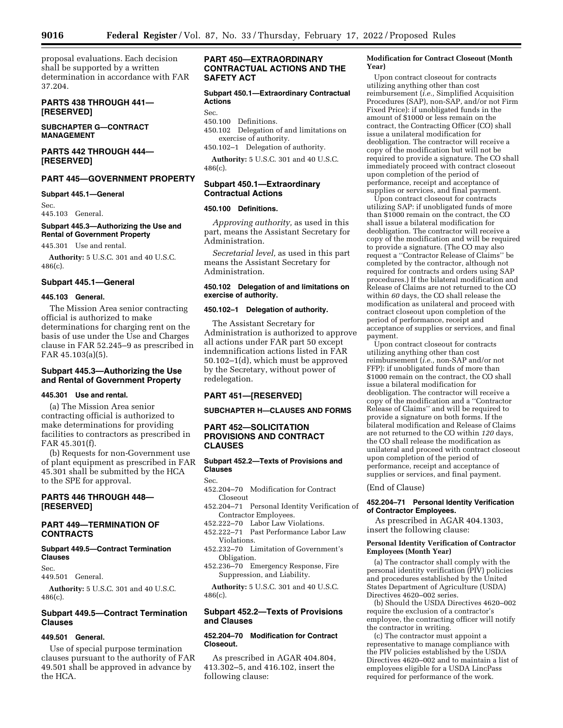proposal evaluations. Each decision shall be supported by a written determination in accordance with FAR 37.204.

## PARTS 438 THROUGH 441—[RESERVED]

### SUBCHAPTER G—CONTRACT MANAGEMENT

## PARTS 442 THROUGH 444—[RESERVED]

## PART 445—GOVERNMENT PROPERTY

**Subpart 445.1—General**

Sec.
445.103 General.

**Subpart 445.3—Authorizing the Use and Rental of Government Property**

445.301 Use and rental.

**Authority:** 5 U.S.C. 301 and 40 U.S.C. 486(c).

### Subpart 445.1—General

#### 445.103 General.

The Mission Area senior contracting official is authorized to make determinations for charging rent on the basis of use under the Use and Charges clause in FAR 52.245–9 as prescribed in FAR 45.103(a)(5).

### Subpart 445.3—Authorizing the Use and Rental of Government Property

#### 445.301 Use and rental.

(a) The Mission Area senior contracting official is authorized to make determinations for providing facilities to contractors as prescribed in FAR 45.301(f).

(b) Requests for non-Government use of plant equipment as prescribed in FAR 45.301 shall be submitted by the HCA to the SPE for approval.

## PARTS 446 THROUGH 448—[RESERVED]

## PART 449—TERMINATION OF CONTRACTS

**Subpart 449.5—Contract Termination Clauses**

Sec.
449.501 General.

**Authority:** 5 U.S.C. 301 and 40 U.S.C. 486(c).

### Subpart 449.5—Contract Termination Clauses

#### 449.501 General.

Use of special purpose termination clauses pursuant to the authority of FAR 49.501 shall be approved in advance by the HCA.

## PART 450—EXTRAORDINARY CONTRACTUAL ACTIONS AND THE SAFETY ACT

**Subpart 450.1—Extraordinary Contractual Actions**

Sec.
450.100 Definitions.
450.102 Delegation of and limitations on exercise of authority.
450.102–1 Delegation of authority.

**Authority:** 5 U.S.C. 301 and 40 U.S.C. 486(c).

### Subpart 450.1—Extraordinary Contractual Actions

#### 450.100 Definitions.

*Approving authority,* as used in this part, means the Assistant Secretary for Administration.

*Secretarial level,* as used in this part means the Assistant Secretary for Administration.

#### 450.102 Delegation of and limitations on exercise of authority.

#### 450.102–1 Delegation of authority.

The Assistant Secretary for Administration is authorized to approve all actions under FAR part 50 except indemnification actions listed in FAR 50.102–1(d), which must be approved by the Secretary, without power of redelegation.

## PART 451—[RESERVED]

### SUBCHAPTER H—CLAUSES AND FORMS

## PART 452—SOLICITATION PROVISIONS AND CONTRACT CLAUSES

**Subpart 452.2—Texts of Provisions and Clauses**

Sec.
452.204–70 Modification for Contract Closeout
452.204–71 Personal Identity Verification of Contractor Employees.
452.222–70 Labor Law Violations.
452.222–71 Past Performance Labor Law Violations.
452.232–70 Limitation of Government's Obligation.
452.236–70 Emergency Response, Fire Suppression, and Liability.

**Authority:** 5 U.S.C. 301 and 40 U.S.C. 486(c).

### Subpart 452.2—Texts of Provisions and Clauses

#### 452.204–70 Modification for Contract Closeout.

As prescribed in AGAR 404.804, 413.302–5, and 416.102, insert the following clause:

**Modification for Contract Closeout (Month Year)**

Upon contract closeout for contracts utilizing anything other than cost reimbursement (*i.e.,* Simplified Acquisition Procedures (SAP), non-SAP, and/or not Firm Fixed Price): if unobligated funds in the amount of $1000 or less remain on the contract, the Contracting Officer (CO) shall issue a unilateral modification for deobligation. The contractor will receive a copy of the modification but will not be required to provide a signature. The CO shall immediately proceed with contract closeout upon completion of the period of performance, receipt and acceptance of supplies or services, and final payment.

Upon contract closeout for contracts utilizing SAP: if unobligated funds of more than $1000 remain on the contract, the CO shall issue a bilateral modification for deobligation. The contractor will receive a copy of the modification and will be required to provide a signature. (The CO may also request a ''Contractor Release of Claims'' be completed by the contractor, although not required for contracts and orders using SAP procedures.) If the bilateral modification and Release of Claims are not returned to the CO within *60* days, the CO shall release the modification as unilateral and proceed with contract closeout upon completion of the period of performance, receipt and acceptance of supplies or services, and final payment.

Upon contract closeout for contracts utilizing anything other than cost reimbursement (*i.e.,* non-SAP and/or not FFP): if unobligated funds of more than $1000 remain on the contract, the CO shall issue a bilateral modification for deobligation. The contractor will receive a copy of the modification and a ''Contractor Release of Claims'' and will be required to provide a signature on both forms. If the bilateral modification and Release of Claims are not returned to the CO within *120* days, the CO shall release the modification as unilateral and proceed with contract closeout upon completion of the period of performance, receipt and acceptance of supplies or services, and final payment.

(End of Clause)

#### 452.204–71 Personal Identity Verification of Contractor Employees.

As prescribed in AGAR 404.1303, insert the following clause:

**Personal Identity Verification of Contractor Employees (Month Year)**

(a) The contractor shall comply with the personal identity verification (PIV) policies and procedures established by the United States Department of Agriculture (USDA) Directives 4620–002 series.

(b) Should the USDA Directives 4620–002 require the exclusion of a contractor's employee, the contracting officer will notify the contractor in writing.

(c) The contractor must appoint a representative to manage compliance with the PIV policies established by the USDA Directives 4620–002 and to maintain a list of employees eligible for a USDA LincPass required for performance of the work.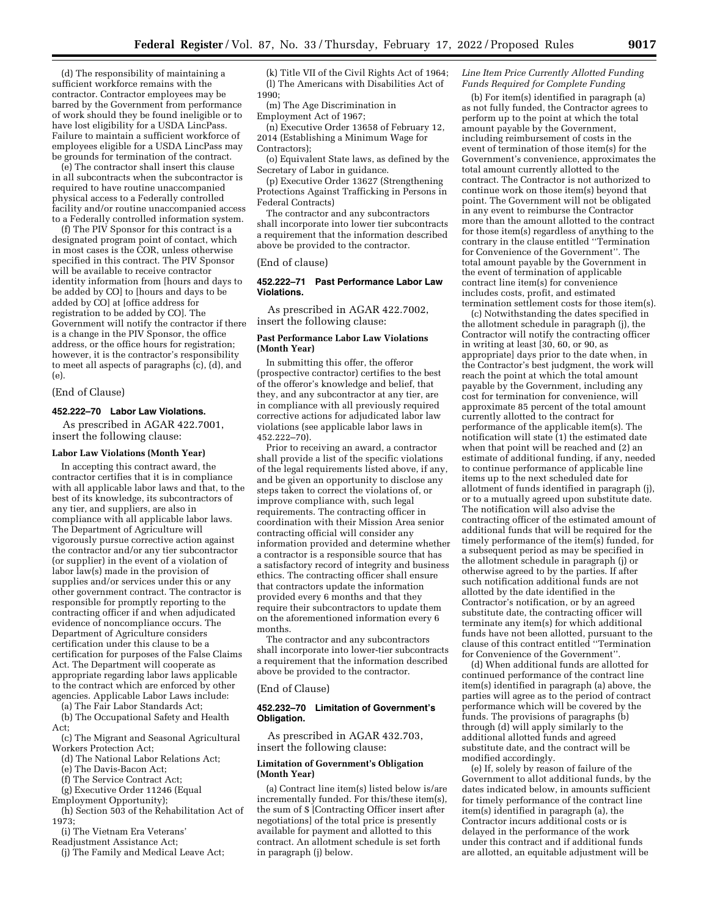(d) The responsibility of maintaining a sufficient workforce remains with the contractor. Contractor employees may be barred by the Government from performance of work should they be found ineligible or to have lost eligibility for a USDA LincPass. Failure to maintain a sufficient workforce of employees eligible for a USDA LincPass may be grounds for termination of the contract.

(e) The contractor shall insert this clause in all subcontracts when the subcontractor is required to have routine unaccompanied physical access to a Federally controlled facility and/or routine unaccompanied access to a Federally controlled information system.

(f) The PIV Sponsor for this contract is a designated program point of contact, which in most cases is the COR, unless otherwise specified in this contract. The PIV Sponsor will be available to receive contractor identity information from [hours and days to be added by CO] to [hours and days to be added by CO] at [office address for registration to be added by CO]. The Government will notify the contractor if there is a change in the PIV Sponsor, the office address, or the office hours for registration; however, it is the contractor's responsibility to meet all aspects of paragraphs (c), (d), and (e).

(End of Clause)

### 452.222–70 Labor Law Violations.

As prescribed in AGAR 422.7001, insert the following clause:

**Labor Law Violations (Month Year)**

In accepting this contract award, the contractor certifies that it is in compliance with all applicable labor laws and that, to the best of its knowledge, its subcontractors of any tier, and suppliers, are also in compliance with all applicable labor laws. The Department of Agriculture will vigorously pursue corrective action against the contractor and/or any tier subcontractor (or supplier) in the event of a violation of labor law(s) made in the provision of supplies and/or services under this or any other government contract. The contractor is responsible for promptly reporting to the contracting officer if and when adjudicated evidence of noncompliance occurs. The Department of Agriculture considers certification under this clause to be a certification for purposes of the False Claims Act. The Department will cooperate as appropriate regarding labor laws applicable to the contract which are enforced by other agencies. Applicable Labor Laws include:

(a) The Fair Labor Standards Act;

(b) The Occupational Safety and Health Act;

(c) The Migrant and Seasonal Agricultural Workers Protection Act;

(d) The National Labor Relations Act;

(e) The Davis-Bacon Act;

(f) The Service Contract Act;

(g) Executive Order 11246 (Equal Employment Opportunity);

(h) Section 503 of the Rehabilitation Act of 1973;

(i) The Vietnam Era Veterans' Readjustment Assistance Act;

(j) The Family and Medical Leave Act;

(k) Title VII of the Civil Rights Act of 1964;

(l) The Americans with Disabilities Act of 1990;

(m) The Age Discrimination in Employment Act of 1967;

(n) Executive Order 13658 of February 12, 2014 (Establishing a Minimum Wage for Contractors);

(o) Equivalent State laws, as defined by the Secretary of Labor in guidance.

(p) Executive Order 13627 (Strengthening Protections Against Trafficking in Persons in Federal Contracts)

The contractor and any subcontractors shall incorporate into lower tier subcontracts a requirement that the information described above be provided to the contractor.

(End of clause)

### 452.222–71 Past Performance Labor Law Violations.

As prescribed in AGAR 422.7002, insert the following clause:

**Past Performance Labor Law Violations (Month Year)**

In submitting this offer, the offeror (prospective contractor) certifies to the best of the offeror's knowledge and belief, that they, and any subcontractor at any tier, are in compliance with all previously required corrective actions for adjudicated labor law violations (see applicable labor laws in 452.222–70).

Prior to receiving an award, a contractor shall provide a list of the specific violations of the legal requirements listed above, if any, and be given an opportunity to disclose any steps taken to correct the violations of, or improve compliance with, such legal requirements. The contracting officer in coordination with their Mission Area senior contracting official will consider any information provided and determine whether a contractor is a responsible source that has a satisfactory record of integrity and business ethics. The contracting officer shall ensure that contractors update the information provided every 6 months and that they require their subcontractors to update them on the aforementioned information every 6 months.

The contractor and any subcontractors shall incorporate into lower-tier subcontracts a requirement that the information described above be provided to the contractor.

(End of Clause)

### 452.232–70 Limitation of Government's Obligation.

As prescribed in AGAR 432.703, insert the following clause:

**Limitation of Government's Obligation (Month Year)**

(a) Contract line item(s) listed below is/are incrementally funded. For this/these item(s), the sum of $ [Contracting Officer insert after negotiations] of the total price is presently available for payment and allotted to this contract. An allotment schedule is set forth in paragraph (j) below.

*Line Item Price Currently Allotted Funding Funds Required for Complete Funding*

(b) For item(s) identified in paragraph (a) as not fully funded, the Contractor agrees to perform up to the point at which the total amount payable by the Government, including reimbursement of costs in the event of termination of those item(s) for the Government's convenience, approximates the total amount currently allotted to the contract. The Contractor is not authorized to continue work on those item(s) beyond that point. The Government will not be obligated in any event to reimburse the Contractor more than the amount allotted to the contract for those item(s) regardless of anything to the contrary in the clause entitled ''Termination for Convenience of the Government''. The total amount payable by the Government in the event of termination of applicable contract line item(s) for convenience includes costs, profit, and estimated termination settlement costs for those item(s).

(c) Notwithstanding the dates specified in the allotment schedule in paragraph (j), the Contractor will notify the contracting officer in writing at least [30, 60, or 90, as appropriate] days prior to the date when, in the Contractor's best judgment, the work will reach the point at which the total amount payable by the Government, including any cost for termination for convenience, will approximate 85 percent of the total amount currently allotted to the contract for performance of the applicable item(s). The notification will state (1) the estimated date when that point will be reached and (2) an estimate of additional funding, if any, needed to continue performance of applicable line items up to the next scheduled date for allotment of funds identified in paragraph (j), or to a mutually agreed upon substitute date. The notification will also advise the contracting officer of the estimated amount of additional funds that will be required for the timely performance of the item(s) funded, for a subsequent period as may be specified in the allotment schedule in paragraph (j) or otherwise agreed to by the parties. If after such notification additional funds are not allotted by the date identified in the Contractor's notification, or by an agreed substitute date, the contracting officer will terminate any item(s) for which additional funds have not been allotted, pursuant to the clause of this contract entitled ''Termination for Convenience of the Government''.

(d) When additional funds are allotted for continued performance of the contract line item(s) identified in paragraph (a) above, the parties will agree as to the period of contract performance which will be covered by the funds. The provisions of paragraphs (b) through (d) will apply similarly to the additional allotted funds and agreed substitute date, and the contract will be modified accordingly.

(e) If, solely by reason of failure of the Government to allot additional funds, by the dates indicated below, in amounts sufficient for timely performance of the contract line item(s) identified in paragraph (a), the Contractor incurs additional costs or is delayed in the performance of the work under this contract and if additional funds are allotted, an equitable adjustment will be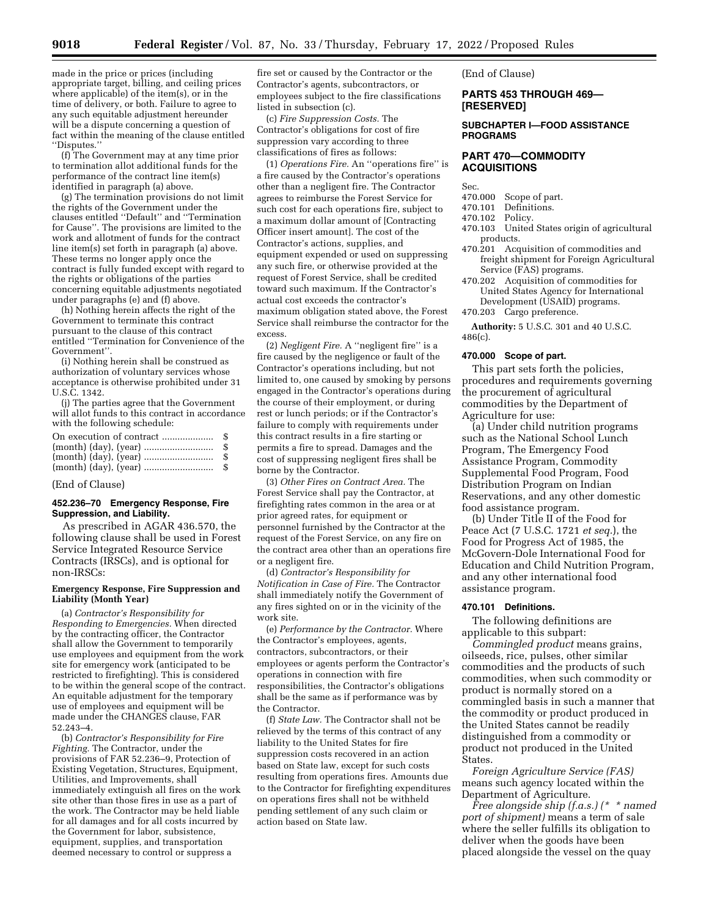made in the price or prices (including appropriate target, billing, and ceiling prices where applicable) of the item(s), or in the time of delivery, or both. Failure to agree to any such equitable adjustment hereunder will be a dispute concerning a question of fact within the meaning of the clause entitled ''Disputes.''

(f) The Government may at any time prior to termination allot additional funds for the performance of the contract line item(s) identified in paragraph (a) above.

(g) The termination provisions do not limit the rights of the Government under the clauses entitled ''Default'' and ''Termination for Cause''. The provisions are limited to the work and allotment of funds for the contract line item(s) set forth in paragraph (a) above. These terms no longer apply once the contract is fully funded except with regard to the rights or obligations of the parties concerning equitable adjustments negotiated under paragraphs (e) and (f) above.

(h) Nothing herein affects the right of the Government to terminate this contract pursuant to the clause of this contract entitled ''Termination for Convenience of the Government''.

(i) Nothing herein shall be construed as authorization of voluntary services whose acceptance is otherwise prohibited under 31 U.S.C. 1342.

(j) The parties agree that the Government will allot funds to this contract in accordance with the following schedule:

On execution of contract .................... $
(month) (day), (year) ........................... $
(month) (day), (year) ........................... $
(month) (day), (year) ........................... $

(End of Clause)

### 452.236–70 Emergency Response, Fire Suppression, and Liability.

As prescribed in AGAR 436.570, the following clause shall be used in Forest Service Integrated Resource Service Contracts (IRSCs), and is optional for non-IRSCs:

**Emergency Response, Fire Suppression and Liability (Month Year)**

(a) *Contractor's Responsibility for Responding to Emergencies.* When directed by the contracting officer, the Contractor shall allow the Government to temporarily use employees and equipment from the work site for emergency work (anticipated to be restricted to firefighting). This is considered to be within the general scope of the contract. An equitable adjustment for the temporary use of employees and equipment will be made under the CHANGES clause, FAR 52.243–4.

(b) *Contractor's Responsibility for Fire Fighting.* The Contractor, under the provisions of FAR 52.236–9, Protection of Existing Vegetation, Structures, Equipment, Utilities, and Improvements, shall immediately extinguish all fires on the work site other than those fires in use as a part of the work. The Contractor may be held liable for all damages and for all costs incurred by the Government for labor, subsistence, equipment, supplies, and transportation deemed necessary to control or suppress a fire set or caused by the Contractor or the Contractor's agents, subcontractors, or employees subject to the fire classifications listed in subsection (c).

(c) *Fire Suppression Costs.* The Contractor's obligations for cost of fire suppression vary according to three classifications of fires as follows:

(1) *Operations Fire.* An ''operations fire'' is a fire caused by the Contractor's operations other than a negligent fire. The Contractor agrees to reimburse the Forest Service for such cost for each operations fire, subject to a maximum dollar amount of [Contracting Officer insert amount]. The cost of the Contractor's actions, supplies, and equipment expended or used on suppressing any such fire, or otherwise provided at the request of Forest Service, shall be credited toward such maximum. If the Contractor's actual cost exceeds the contractor's maximum obligation stated above, the Forest Service shall reimburse the contractor for the excess.

(2) *Negligent Fire.* A ''negligent fire'' is a fire caused by the negligence or fault of the Contractor's operations including, but not limited to, one caused by smoking by persons engaged in the Contractor's operations during the course of their employment, or during rest or lunch periods; or if the Contractor's failure to comply with requirements under this contract results in a fire starting or permits a fire to spread. Damages and the cost of suppressing negligent fires shall be borne by the Contractor.

(3) *Other Fires on Contract Area.* The Forest Service shall pay the Contractor, at firefighting rates common in the area or at prior agreed rates, for equipment or personnel furnished by the Contractor at the request of the Forest Service, on any fire on the contract area other than an operations fire or a negligent fire.

(d) *Contractor's Responsibility for Notification in Case of Fire.* The Contractor shall immediately notify the Government of any fires sighted on or in the vicinity of the work site.

(e) *Performance by the Contractor.* Where the Contractor's employees, agents, contractors, subcontractors, or their employees or agents perform the Contractor's operations in connection with fire responsibilities, the Contractor's obligations shall be the same as if performance was by the Contractor.

(f) *State Law.* The Contractor shall not be relieved by the terms of this contract of any liability to the United States for fire suppression costs recovered in an action based on State law, except for such costs resulting from operations fires. Amounts due to the Contractor for firefighting expenditures on operations fires shall not be withheld pending settlement of any such claim or action based on State law.

(End of Clause)

## PARTS 453 THROUGH 469—[RESERVED]

## SUBCHAPTER I—FOOD ASSISTANCE PROGRAMS

## PART 470—COMMODITY ACQUISITIONS

Sec.
470.000 Scope of part.
470.101 Definitions.
470.102 Policy.
470.103 United States origin of agricultural products.
470.201 Acquisition of commodities and freight shipment for Foreign Agricultural Service (FAS) programs.
470.202 Acquisition of commodities for United States Agency for International Development (USAID) programs.
470.203 Cargo preference.

**Authority:** 5 U.S.C. 301 and 40 U.S.C. 486(c).

### 470.000 Scope of part.

This part sets forth the policies, procedures and requirements governing the procurement of agricultural commodities by the Department of Agriculture for use:

(a) Under child nutrition programs such as the National School Lunch Program, The Emergency Food Assistance Program, Commodity Supplemental Food Program, Food Distribution Program on Indian Reservations, and any other domestic food assistance program.

(b) Under Title II of the Food for Peace Act (7 U.S.C. 1721 *et seq.*), the Food for Progress Act of 1985, the McGovern-Dole International Food for Education and Child Nutrition Program, and any other international food assistance program.

### 470.101 Definitions.

The following definitions are applicable to this subpart:

*Commingled product* means grains, oilseeds, rice, pulses, other similar commodities and the products of such commodities, when such commodity or product is normally stored on a commingled basis in such a manner that the commodity or product produced in the United States cannot be readily distinguished from a commodity or product not produced in the United States.

*Foreign Agriculture Service (FAS)* means such agency located within the Department of Agriculture.

*Free alongside ship (f.a.s.) (* * named port of shipment)* means a term of sale where the seller fulfills its obligation to deliver when the goods have been placed alongside the vessel on the quay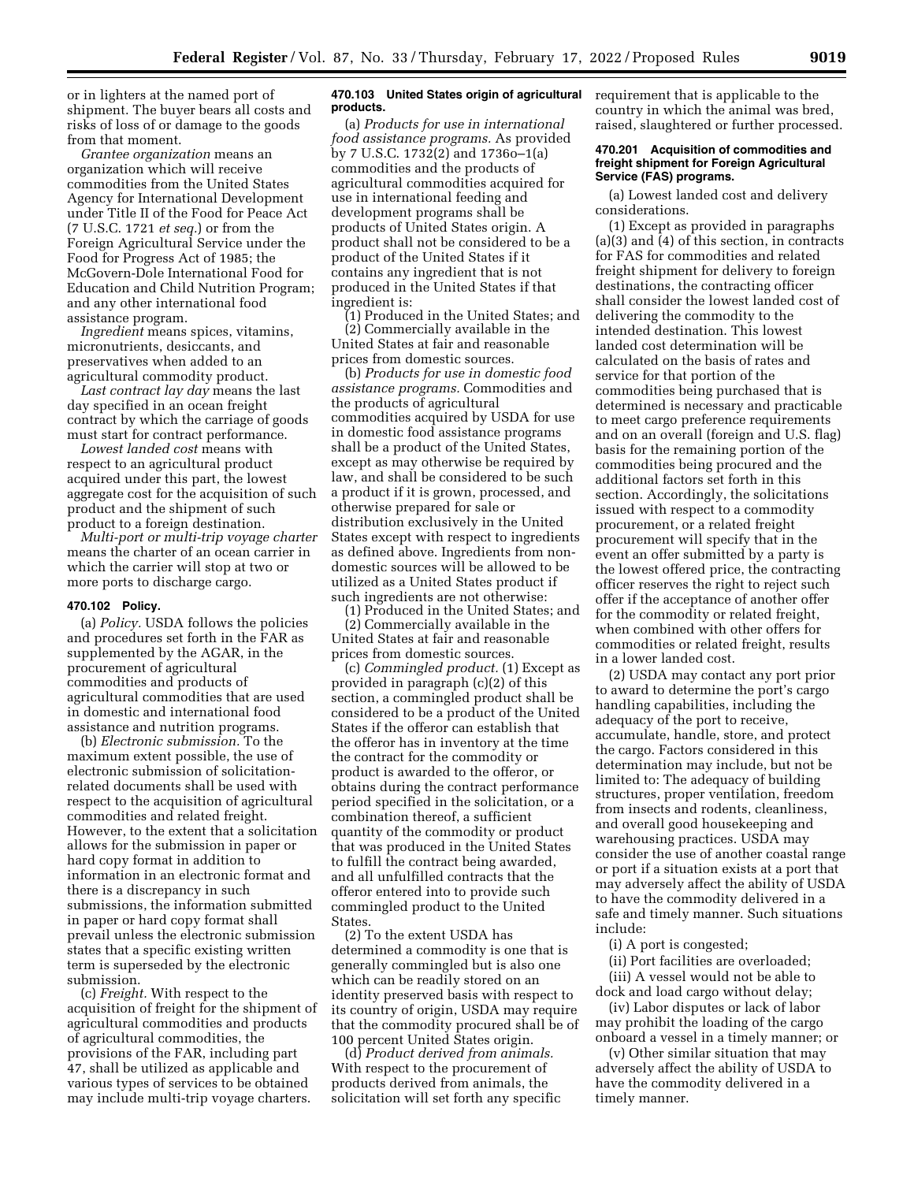or in lighters at the named port of shipment. The buyer bears all costs and risks of loss of or damage to the goods from that moment.

*Grantee organization* means an organization which will receive commodities from the United States Agency for International Development under Title II of the Food for Peace Act (7 U.S.C. 1721 *et seq.*) or from the Foreign Agricultural Service under the Food for Progress Act of 1985; the McGovern-Dole International Food for Education and Child Nutrition Program; and any other international food assistance program.

*Ingredient* means spices, vitamins, micronutrients, desiccants, and preservatives when added to an agricultural commodity product.

*Last contract lay day* means the last day specified in an ocean freight contract by which the carriage of goods must start for contract performance.

*Lowest landed cost* means with respect to an agricultural product acquired under this part, the lowest aggregate cost for the acquisition of such product and the shipment of such product to a foreign destination.

*Multi-port or multi-trip voyage charter* means the charter of an ocean carrier in which the carrier will stop at two or more ports to discharge cargo.

#### 470.102 Policy.

(a) *Policy.* USDA follows the policies and procedures set forth in the FAR as supplemented by the AGAR, in the procurement of agricultural commodities and products of agricultural commodities that are used in domestic and international food assistance and nutrition programs.

(b) *Electronic submission.* To the maximum extent possible, the use of electronic submission of solicitation-related documents shall be used with respect to the acquisition of agricultural commodities and related freight. However, to the extent that a solicitation allows for the submission in paper or hard copy format in addition to information in an electronic format and there is a discrepancy in such submissions, the information submitted in paper or hard copy format shall prevail unless the electronic submission states that a specific existing written term is superseded by the electronic submission.

(c) *Freight.* With respect to the acquisition of freight for the shipment of agricultural commodities and products of agricultural commodities, the provisions of the FAR, including part 47, shall be utilized as applicable and various types of services to be obtained may include multi-trip voyage charters.

#### 470.103 United States origin of agricultural products.

(a) *Products for use in international food assistance programs.* As provided by 7 U.S.C. 1732(2) and 1736o–1(a) commodities and the products of agricultural commodities acquired for use in international feeding and development programs shall be products of United States origin. A product shall not be considered to be a product of the United States if it contains any ingredient that is not produced in the United States if that ingredient is:

(1) Produced in the United States; and

(2) Commercially available in the United States at fair and reasonable prices from domestic sources.

(b) *Products for use in domestic food assistance programs.* Commodities and the products of agricultural commodities acquired by USDA for use in domestic food assistance programs shall be a product of the United States, except as may otherwise be required by law, and shall be considered to be such a product if it is grown, processed, and otherwise prepared for sale or distribution exclusively in the United States except with respect to ingredients as defined above. Ingredients from non-domestic sources will be allowed to be utilized as a United States product if such ingredients are not otherwise:

(1) Produced in the United States; and

(2) Commercially available in the United States at fair and reasonable prices from domestic sources.

(c) *Commingled product.* (1) Except as provided in paragraph (c)(2) of this section, a commingled product shall be considered to be a product of the United States if the offeror can establish that the offeror has in inventory at the time the contract for the commodity or product is awarded to the offeror, or obtains during the contract performance period specified in the solicitation, or a combination thereof, a sufficient quantity of the commodity or product that was produced in the United States to fulfill the contract being awarded, and all unfulfilled contracts that the offeror entered into to provide such commingled product to the United States.

(2) To the extent USDA has determined a commodity is one that is generally commingled but is also one which can be readily stored on an identity preserved basis with respect to its country of origin, USDA may require that the commodity procured shall be of 100 percent United States origin.

(d) *Product derived from animals.* With respect to the procurement of products derived from animals, the solicitation will set forth any specific requirement that is applicable to the country in which the animal was bred, raised, slaughtered or further processed.

#### 470.201 Acquisition of commodities and freight shipment for Foreign Agricultural Service (FAS) programs.

(a) Lowest landed cost and delivery considerations.

(1) Except as provided in paragraphs (a)(3) and (4) of this section, in contracts for FAS for commodities and related freight shipment for delivery to foreign destinations, the contracting officer shall consider the lowest landed cost of delivering the commodity to the intended destination. This lowest landed cost determination will be calculated on the basis of rates and service for that portion of the commodities being purchased that is determined is necessary and practicable to meet cargo preference requirements and on an overall (foreign and U.S. flag) basis for the remaining portion of the commodities being procured and the additional factors set forth in this section. Accordingly, the solicitations issued with respect to a commodity procurement, or a related freight procurement will specify that in the event an offer submitted by a party is the lowest offered price, the contracting officer reserves the right to reject such offer if the acceptance of another offer for the commodity or related freight, when combined with other offers for commodities or related freight, results in a lower landed cost.

(2) USDA may contact any port prior to award to determine the port's cargo handling capabilities, including the adequacy of the port to receive, accumulate, handle, store, and protect the cargo. Factors considered in this determination may include, but not be limited to: The adequacy of building structures, proper ventilation, freedom from insects and rodents, cleanliness, and overall good housekeeping and warehousing practices. USDA may consider the use of another coastal range or port if a situation exists at a port that may adversely affect the ability of USDA to have the commodity delivered in a safe and timely manner. Such situations include:

(i) A port is congested;

(ii) Port facilities are overloaded;

(iii) A vessel would not be able to dock and load cargo without delay;

(iv) Labor disputes or lack of labor may prohibit the loading of the cargo onboard a vessel in a timely manner; or

(v) Other similar situation that may adversely affect the ability of USDA to have the commodity delivered in a timely manner.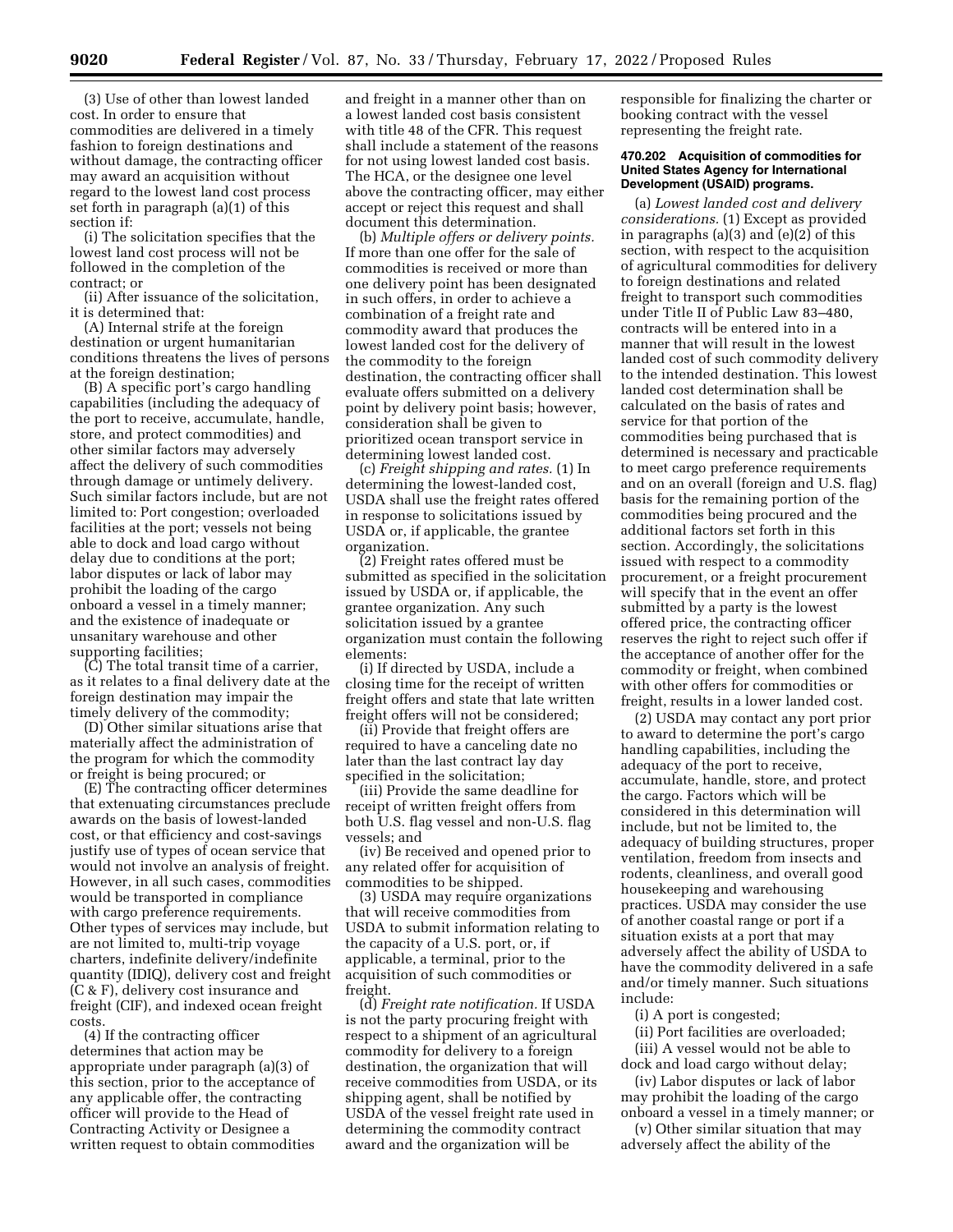(3) Use of other than lowest landed cost. In order to ensure that commodities are delivered in a timely fashion to foreign destinations and without damage, the contracting officer may award an acquisition without regard to the lowest land cost process set forth in paragraph (a)(1) of this section if:

(i) The solicitation specifies that the lowest land cost process will not be followed in the completion of the contract; or

(ii) After issuance of the solicitation, it is determined that:

(A) Internal strife at the foreign destination or urgent humanitarian conditions threatens the lives of persons at the foreign destination;

(B) A specific port's cargo handling capabilities (including the adequacy of the port to receive, accumulate, handle, store, and protect commodities) and other similar factors may adversely affect the delivery of such commodities through damage or untimely delivery. Such similar factors include, but are not limited to: Port congestion; overloaded facilities at the port; vessels not being able to dock and load cargo without delay due to conditions at the port; labor disputes or lack of labor may prohibit the loading of the cargo onboard a vessel in a timely manner; and the existence of inadequate or unsanitary warehouse and other supporting facilities;

(C) The total transit time of a carrier, as it relates to a final delivery date at the foreign destination may impair the timely delivery of the commodity;

(D) Other similar situations arise that materially affect the administration of the program for which the commodity or freight is being procured; or

(E) The contracting officer determines that extenuating circumstances preclude awards on the basis of lowest-landed cost, or that efficiency and cost-savings justify use of types of ocean service that would not involve an analysis of freight. However, in all such cases, commodities would be transported in compliance with cargo preference requirements. Other types of services may include, but are not limited to, multi-trip voyage charters, indefinite delivery/indefinite quantity (IDIQ), delivery cost and freight (C & F), delivery cost insurance and freight (CIF), and indexed ocean freight costs.

(4) If the contracting officer determines that action may be appropriate under paragraph (a)(3) of this section, prior to the acceptance of any applicable offer, the contracting officer will provide to the Head of Contracting Activity or Designee a written request to obtain commodities and freight in a manner other than on a lowest landed cost basis consistent with title 48 of the CFR. This request shall include a statement of the reasons for not using lowest landed cost basis. The HCA, or the designee one level above the contracting officer, may either accept or reject this request and shall document this determination.

(b) *Multiple offers or delivery points.* If more than one offer for the sale of commodities is received or more than one delivery point has been designated in such offers, in order to achieve a combination of a freight rate and commodity award that produces the lowest landed cost for the delivery of the commodity to the foreign destination, the contracting officer shall evaluate offers submitted on a delivery point by delivery point basis; however, consideration shall be given to prioritized ocean transport service in determining lowest landed cost.

(c) *Freight shipping and rates.* (1) In determining the lowest-landed cost, USDA shall use the freight rates offered in response to solicitations issued by USDA or, if applicable, the grantee organization.

(2) Freight rates offered must be submitted as specified in the solicitation issued by USDA or, if applicable, the grantee organization. Any such solicitation issued by a grantee organization must contain the following elements:

(i) If directed by USDA, include a closing time for the receipt of written freight offers and state that late written freight offers will not be considered;

(ii) Provide that freight offers are required to have a canceling date no later than the last contract lay day specified in the solicitation;

(iii) Provide the same deadline for receipt of written freight offers from both U.S. flag vessel and non-U.S. flag vessels; and

(iv) Be received and opened prior to any related offer for acquisition of commodities to be shipped.

(3) USDA may require organizations that will receive commodities from USDA to submit information relating to the capacity of a U.S. port, or, if applicable, a terminal, prior to the acquisition of such commodities or freight.

(d) *Freight rate notification.* If USDA is not the party procuring freight with respect to a shipment of an agricultural commodity for delivery to a foreign destination, the organization that will receive commodities from USDA, or its shipping agent, shall be notified by USDA of the vessel freight rate used in determining the commodity contract award and the organization will be responsible for finalizing the charter or booking contract with the vessel representing the freight rate.

#### 470.202 Acquisition of commodities for United States Agency for International Development (USAID) programs.

(a) *Lowest landed cost and delivery considerations.* (1) Except as provided in paragraphs (a)(3) and (e)(2) of this section, with respect to the acquisition of agricultural commodities for delivery to foreign destinations and related freight to transport such commodities under Title II of Public Law 83–480, contracts will be entered into in a manner that will result in the lowest landed cost of such commodity delivery to the intended destination. This lowest landed cost determination shall be calculated on the basis of rates and service for that portion of the commodities being purchased that is determined is necessary and practicable to meet cargo preference requirements and on an overall (foreign and U.S. flag) basis for the remaining portion of the commodities being procured and the additional factors set forth in this section. Accordingly, the solicitations issued with respect to a commodity procurement, or a freight procurement will specify that in the event an offer submitted by a party is the lowest offered price, the contracting officer reserves the right to reject such offer if the acceptance of another offer for the commodity or freight, when combined with other offers for commodities or freight, results in a lower landed cost.

(2) USDA may contact any port prior to award to determine the port's cargo handling capabilities, including the adequacy of the port to receive, accumulate, handle, store, and protect the cargo. Factors which will be considered in this determination will include, but not be limited to, the adequacy of building structures, proper ventilation, freedom from insects and rodents, cleanliness, and overall good housekeeping and warehousing practices. USDA may consider the use of another coastal range or port if a situation exists at a port that may adversely affect the ability of USDA to have the commodity delivered in a safe and/or timely manner. Such situations include:

(i) A port is congested;

(ii) Port facilities are overloaded;

(iii) A vessel would not be able to dock and load cargo without delay;

(iv) Labor disputes or lack of labor may prohibit the loading of the cargo onboard a vessel in a timely manner; or

(v) Other similar situation that may adversely affect the ability of the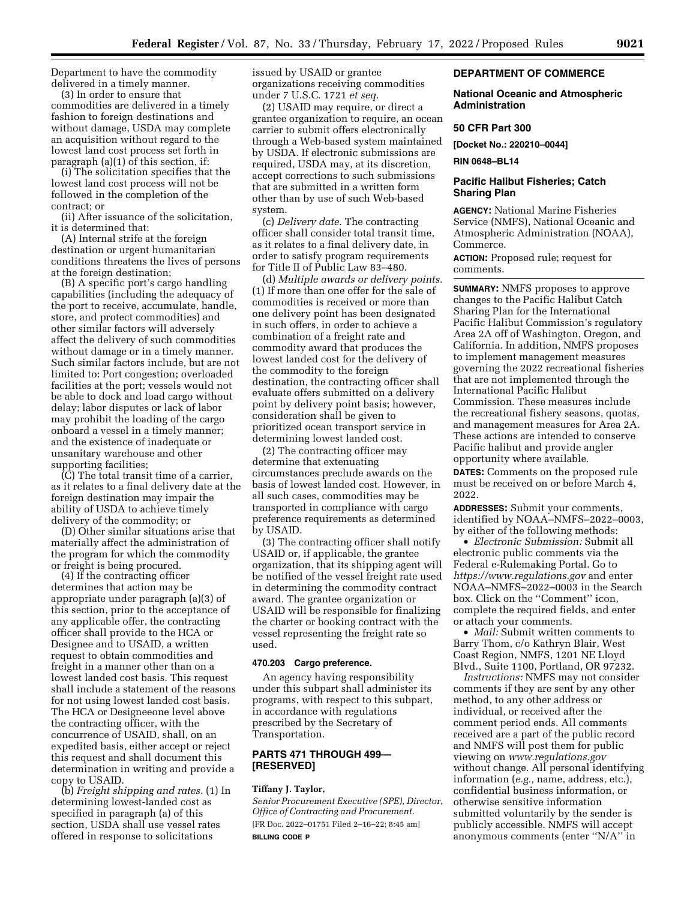Department to have the commodity delivered in a timely manner.

(3) In order to ensure that commodities are delivered in a timely fashion to foreign destinations and without damage, USDA may complete an acquisition without regard to the lowest land cost process set forth in paragraph (a)(1) of this section, if:

(i) The solicitation specifies that the lowest land cost process will not be followed in the completion of the contract; or

(ii) After issuance of the solicitation, it is determined that:

(A) Internal strife at the foreign destination or urgent humanitarian conditions threatens the lives of persons at the foreign destination;

(B) A specific port's cargo handling capabilities (including the adequacy of the port to receive, accumulate, handle, store, and protect commodities) and other similar factors will adversely affect the delivery of such commodities without damage or in a timely manner. Such similar factors include, but are not limited to: Port congestion; overloaded facilities at the port; vessels would not be able to dock and load cargo without delay; labor disputes or lack of labor may prohibit the loading of the cargo onboard a vessel in a timely manner; and the existence of inadequate or unsanitary warehouse and other supporting facilities;

(C) The total transit time of a carrier, as it relates to a final delivery date at the foreign destination may impair the ability of USDA to achieve timely delivery of the commodity; or

(D) Other similar situations arise that materially affect the administration of the program for which the commodity or freight is being procured.

(4) If the contracting officer determines that action may be appropriate under paragraph (a)(3) of this section, prior to the acceptance of any applicable offer, the contracting officer shall provide to the HCA or Designee and to USAID, a written request to obtain commodities and freight in a manner other than on a lowest landed cost basis. This request shall include a statement of the reasons for not using lowest landed cost basis. The HCA or Designeeone level above the contracting officer, with the concurrence of USAID, shall, on an expedited basis, either accept or reject this request and shall document this determination in writing and provide a copy to USAID.

(b) *Freight shipping and rates.* (1) In determining lowest-landed cost as specified in paragraph (a) of this section, USDA shall use vessel rates offered in response to solicitations issued by USAID or grantee organizations receiving commodities under 7 U.S.C. 1721 *et seq.*

(2) USAID may require, or direct a grantee organization to require, an ocean carrier to submit offers electronically through a Web-based system maintained by USDA. If electronic submissions are required, USDA may, at its discretion, accept corrections to such submissions that are submitted in a written form other than by use of such Web-based system.

(c) *Delivery date.* The contracting officer shall consider total transit time, as it relates to a final delivery date, in order to satisfy program requirements for Title II of Public Law 83–480.

(d) *Multiple awards or delivery points.* (1) If more than one offer for the sale of commodities is received or more than one delivery point has been designated in such offers, in order to achieve a combination of a freight rate and commodity award that produces the lowest landed cost for the delivery of the commodity to the foreign destination, the contracting officer shall evaluate offers submitted on a delivery point by delivery point basis; however, consideration shall be given to prioritized ocean transport service in determining lowest landed cost.

(2) The contracting officer may determine that extenuating circumstances preclude awards on the basis of lowest landed cost. However, in all such cases, commodities may be transported in compliance with cargo preference requirements as determined by USAID.

(3) The contracting officer shall notify USAID or, if applicable, the grantee organization, that its shipping agent will be notified of the vessel freight rate used in determining the commodity contract award. The grantee organization or USAID will be responsible for finalizing the charter or booking contract with the vessel representing the freight rate so used.

#### 470.203 Cargo preference.

An agency having responsibility under this subpart shall administer its programs, with respect to this subpart, in accordance with regulations prescribed by the Secretary of Transportation.

### PARTS 471 THROUGH 499—[RESERVED]

**Tiffany J. Taylor,**

*Senior Procurement Executive (SPE), Director, Office of Contracting and Procurement.*

[FR Doc. 2022–01751 Filed 2–16–22; 8:45 am]

**BILLING CODE P**

## DEPARTMENT OF COMMERCE

### National Oceanic and Atmospheric Administration

### 50 CFR Part 300

**[Docket No.: 220210–0044]**

**RIN 0648–BL14**

### Pacific Halibut Fisheries; Catch Sharing Plan

**AGENCY:** National Marine Fisheries Service (NMFS), National Oceanic and Atmospheric Administration (NOAA), Commerce.

**ACTION:** Proposed rule; request for comments.

**SUMMARY:** NMFS proposes to approve changes to the Pacific Halibut Catch Sharing Plan for the International Pacific Halibut Commission's regulatory Area 2A off of Washington, Oregon, and California. In addition, NMFS proposes to implement management measures governing the 2022 recreational fisheries that are not implemented through the International Pacific Halibut Commission. These measures include the recreational fishery seasons, quotas, and management measures for Area 2A. These actions are intended to conserve Pacific halibut and provide angler opportunity where available.

**DATES:** Comments on the proposed rule must be received on or before March 4, 2022.

**ADDRESSES:** Submit your comments, identified by NOAA–NMFS–2022–0003, by either of the following methods:

- *Electronic Submission:* Submit all electronic public comments via the Federal e-Rulemaking Portal. Go to *https://www.regulations.gov* and enter NOAA–NMFS–2022–0003 in the Search box. Click on the "Comment" icon, complete the required fields, and enter or attach your comments.
- *Mail:* Submit written comments to Barry Thom, c/o Kathryn Blair, West Coast Region, NMFS, 1201 NE Lloyd Blvd., Suite 1100, Portland, OR 97232.

*Instructions:* NMFS may not consider comments if they are sent by any other method, to any other address or individual, or received after the comment period ends. All comments received are a part of the public record and NMFS will post them for public viewing on *www.regulations.gov* without change. All personal identifying information (*e.g.,* name, address, etc.), confidential business information, or otherwise sensitive information submitted voluntarily by the sender is publicly accessible. NMFS will accept anonymous comments (enter "N/A" in